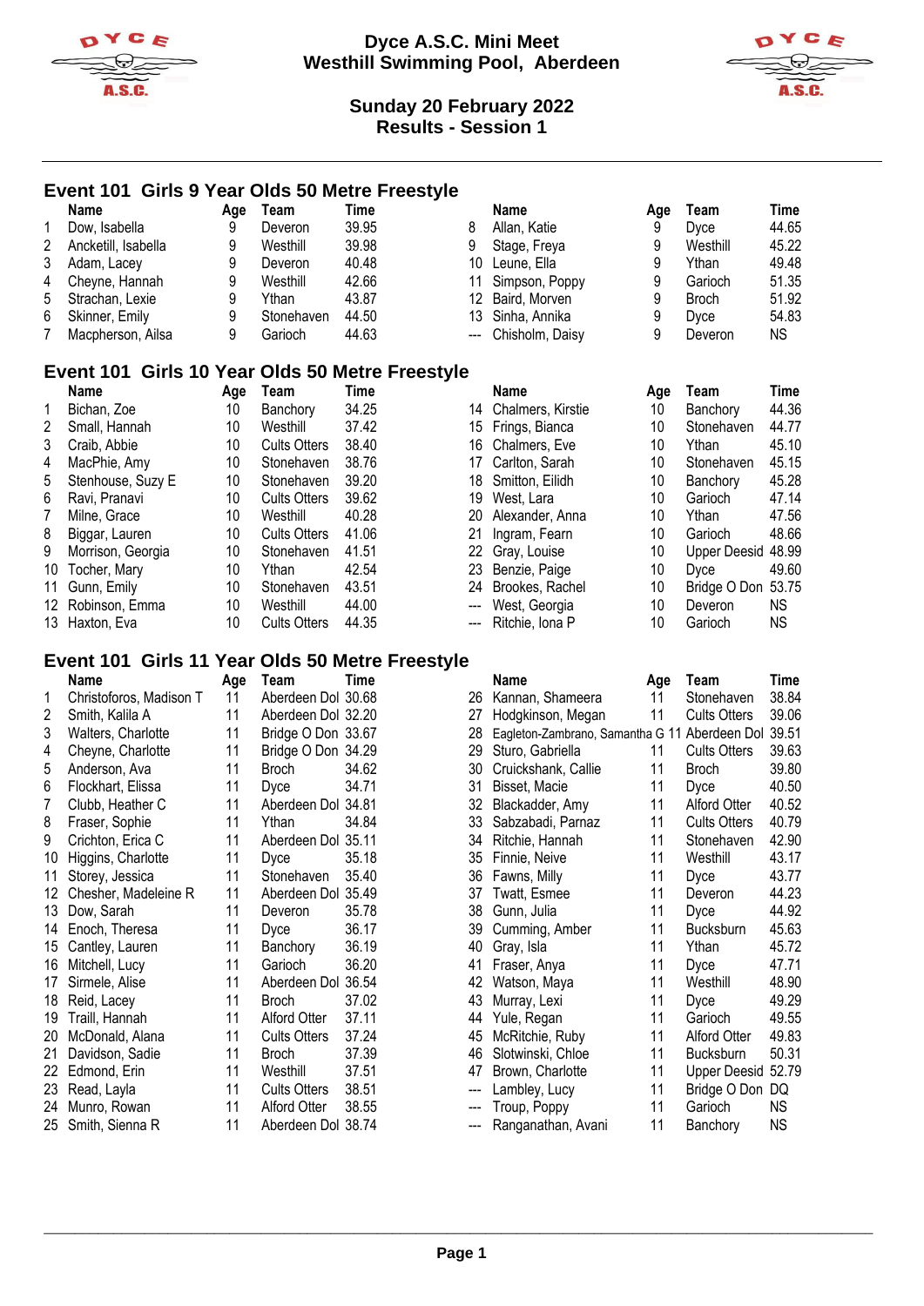# Dyce A.S.C. Mini Meet
## Westhill Swimming Pool, Aberdeen

### Sunday 20 February 2022
### Results - Session 1

## Event 101 Girls 9 Year Olds 50 Metre Freestyle

| | Name | Age | Team | Time |
|---|---|---|---|---|
| 1 | Dow, Isabella | 9 | Deveron | 39.95 |
| 2 | Ancketill, Isabella | 9 | Westhill | 39.98 |
| 3 | Adam, Lacey | 9 | Deveron | 40.48 |
| 4 | Cheyne, Hannah | 9 | Westhill | 42.66 |
| 5 | Strachan, Lexie | 9 | Ythan | 43.87 |
| 6 | Skinner, Emily | 9 | Stonehaven | 44.50 |
| 7 | Macpherson, Ailsa | 9 | Garioch | 44.63 |
| 8 | Allan, Katie | 9 | Dyce | 44.65 |
| 9 | Stage, Freya | 9 | Westhill | 45.22 |
| 10 | Leune, Ella | 9 | Ythan | 49.48 |
| 11 | Simpson, Poppy | 9 | Garioch | 51.35 |
| 12 | Baird, Morven | 9 | Broch | 51.92 |
| 13 | Sinha, Annika | 9 | Dyce | 54.83 |
| --- | Chisholm, Daisy | 9 | Deveron | NS |

## Event 101 Girls 10 Year Olds 50 Metre Freestyle

| | Name | Age | Team | Time |
|---|---|---|---|---|
| 1 | Bichan, Zoe | 10 | Banchory | 34.25 |
| 2 | Small, Hannah | 10 | Westhill | 37.42 |
| 3 | Craib, Abbie | 10 | Cults Otters | 38.40 |
| 4 | MacPhie, Amy | 10 | Stonehaven | 38.76 |
| 5 | Stenhouse, Suzy E | 10 | Stonehaven | 39.20 |
| 6 | Ravi, Pranavi | 10 | Cults Otters | 39.62 |
| 7 | Milne, Grace | 10 | Westhill | 40.28 |
| 8 | Biggar, Lauren | 10 | Cults Otters | 41.06 |
| 9 | Morrison, Georgia | 10 | Stonehaven | 41.51 |
| 10 | Tocher, Mary | 10 | Ythan | 42.54 |
| 11 | Gunn, Emily | 10 | Stonehaven | 43.51 |
| 12 | Robinson, Emma | 10 | Westhill | 44.00 |
| 13 | Haxton, Eva | 10 | Cults Otters | 44.35 |
| 14 | Chalmers, Kirstie | 10 | Banchory | 44.36 |
| 15 | Frings, Bianca | 10 | Stonehaven | 44.77 |
| 16 | Chalmers, Eve | 10 | Ythan | 45.10 |
| 17 | Carlton, Sarah | 10 | Stonehaven | 45.15 |
| 18 | Smitton, Eilidh | 10 | Banchory | 45.28 |
| 19 | West, Lara | 10 | Garioch | 47.14 |
| 20 | Alexander, Anna | 10 | Ythan | 47.56 |
| 21 | Ingram, Fearn | 10 | Garioch | 48.66 |
| 22 | Gray, Louise | 10 | Upper Deesid | 48.99 |
| 23 | Benzie, Paige | 10 | Dyce | 49.60 |
| 24 | Brookes, Rachel | 10 | Bridge O Don | 53.75 |
| --- | West, Georgia | 10 | Deveron | NS |
| --- | Ritchie, Iona P | 10 | Garioch | NS |

## Event 101 Girls 11 Year Olds 50 Metre Freestyle

| | Name | Age | Team | Time |
|---|---|---|---|---|
| 1 | Christoforos, Madison T | 11 | Aberdeen Dol | 30.68 |
| 2 | Smith, Kalila A | 11 | Aberdeen Dol | 32.20 |
| 3 | Walters, Charlotte | 11 | Bridge O Don | 33.67 |
| 4 | Cheyne, Charlotte | 11 | Bridge O Don | 34.29 |
| 5 | Anderson, Ava | 11 | Broch | 34.62 |
| 6 | Flockhart, Elissa | 11 | Dyce | 34.71 |
| 7 | Clubb, Heather C | 11 | Aberdeen Dol | 34.81 |
| 8 | Fraser, Sophie | 11 | Ythan | 34.84 |
| 9 | Crichton, Erica C | 11 | Aberdeen Dol | 35.11 |
| 10 | Higgins, Charlotte | 11 | Dyce | 35.18 |
| 11 | Storey, Jessica | 11 | Stonehaven | 35.40 |
| 12 | Chesher, Madeleine R | 11 | Aberdeen Dol | 35.49 |
| 13 | Dow, Sarah | 11 | Deveron | 35.78 |
| 14 | Enoch, Theresa | 11 | Dyce | 36.17 |
| 15 | Cantley, Lauren | 11 | Banchory | 36.19 |
| 16 | Mitchell, Lucy | 11 | Garioch | 36.20 |
| 17 | Sirmele, Alise | 11 | Aberdeen Dol | 36.54 |
| 18 | Reid, Lacey | 11 | Broch | 37.02 |
| 19 | Traill, Hannah | 11 | Alford Otter | 37.11 |
| 20 | McDonald, Alana | 11 | Cults Otters | 37.24 |
| 21 | Davidson, Sadie | 11 | Broch | 37.39 |
| 22 | Edmond, Erin | 11 | Westhill | 37.51 |
| 23 | Read, Layla | 11 | Cults Otters | 38.51 |
| 24 | Munro, Rowan | 11 | Alford Otter | 38.55 |
| 25 | Smith, Sienna R | 11 | Aberdeen Dol | 38.74 |
| 26 | Kannan, Shameera | 11 | Stonehaven | 38.84 |
| 27 | Hodgkinson, Megan | 11 | Cults Otters | 39.06 |
| 28 | Eagleton-Zambrano, Samantha G | 11 | Aberdeen Dol | 39.51 |
| 29 | Sturo, Gabriella | 11 | Cults Otters | 39.63 |
| 30 | Cruickshank, Callie | 11 | Broch | 39.80 |
| 31 | Bisset, Macie | 11 | Dyce | 40.50 |
| 32 | Blackadder, Amy | 11 | Alford Otter | 40.52 |
| 33 | Sabzabadi, Parnaz | 11 | Cults Otters | 40.79 |
| 34 | Ritchie, Hannah | 11 | Stonehaven | 42.90 |
| 35 | Finnie, Neive | 11 | Westhill | 43.17 |
| 36 | Fawns, Milly | 11 | Dyce | 43.77 |
| 37 | Twatt, Esmee | 11 | Deveron | 44.23 |
| 38 | Gunn, Julia | 11 | Dyce | 44.92 |
| 39 | Cumming, Amber | 11 | Bucksburn | 45.63 |
| 40 | Gray, Isla | 11 | Ythan | 45.72 |
| 41 | Fraser, Anya | 11 | Dyce | 47.71 |
| 42 | Watson, Maya | 11 | Westhill | 48.90 |
| 43 | Murray, Lexi | 11 | Dyce | 49.29 |
| 44 | Yule, Regan | 11 | Garioch | 49.55 |
| 45 | McRitchie, Ruby | 11 | Alford Otter | 49.83 |
| 46 | Slotwinski, Chloe | 11 | Bucksburn | 50.31 |
| 47 | Brown, Charlotte | 11 | Upper Deesid | 52.79 |
| --- | Lambley, Lucy | 11 | Bridge O Don | DQ |
| --- | Troup, Poppy | 11 | Garioch | NS |
| --- | Ranganathan, Avani | 11 | Banchory | NS |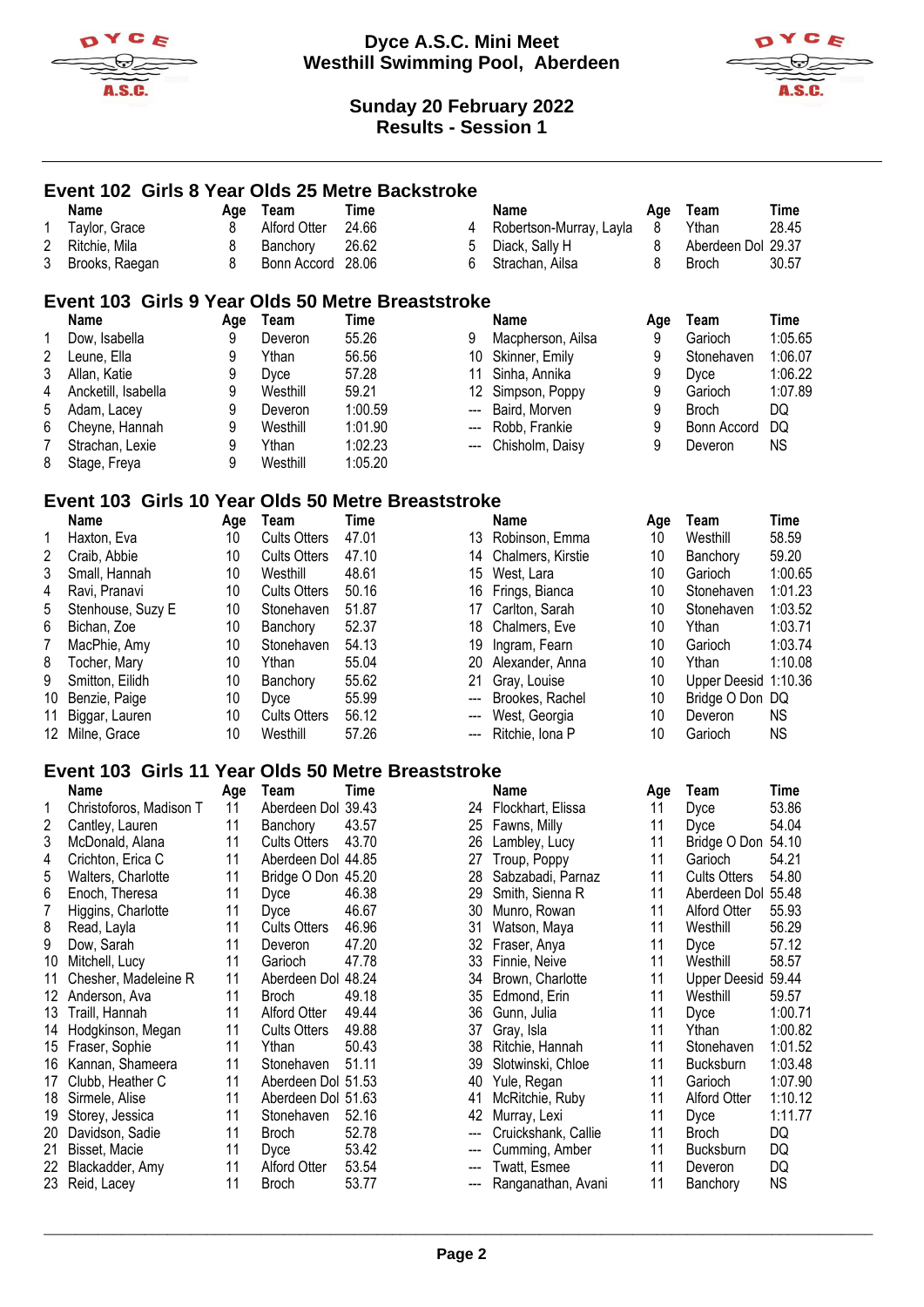# Dyce A.S.C. Mini Meet
## Westhill Swimming Pool, Aberdeen

**Sunday 20 February 2022**
**Results - Session 1**

### Event 102 Girls 8 Year Olds 25 Metre Backstroke

| | Name | Age | Team | Time |
|---|---|---|---|---|
| 1 | Taylor, Grace | 8 | Alford Otter | 24.66 |
| 2 | Ritchie, Mila | 8 | Banchory | 26.62 |
| 3 | Brooks, Raegan | 8 | Bonn Accord | 28.06 |
| 4 | Robertson-Murray, Layla | 8 | Ythan | 28.45 |
| 5 | Diack, Sally H | 8 | Aberdeen Dol | 29.37 |
| 6 | Strachan, Ailsa | 8 | Broch | 30.57 |

### Event 103 Girls 9 Year Olds 50 Metre Breaststroke

| | Name | Age | Team | Time |
|---|---|---|---|---|
| 1 | Dow, Isabella | 9 | Deveron | 55.26 |
| 2 | Leune, Ella | 9 | Ythan | 56.56 |
| 3 | Allan, Katie | 9 | Dyce | 57.28 |
| 4 | Ancketill, Isabella | 9 | Westhill | 59.21 |
| 5 | Adam, Lacey | 9 | Deveron | 1:00.59 |
| 6 | Cheyne, Hannah | 9 | Westhill | 1:01.90 |
| 7 | Strachan, Lexie | 9 | Ythan | 1:02.23 |
| 8 | Stage, Freya | 9 | Westhill | 1:05.20 |
| 9 | Macpherson, Ailsa | 9 | Garioch | 1:05.65 |
| 10 | Skinner, Emily | 9 | Stonehaven | 1:06.07 |
| 11 | Sinha, Annika | 9 | Dyce | 1:06.22 |
| 12 | Simpson, Poppy | 9 | Garioch | 1:07.89 |
| --- | Baird, Morven | 9 | Broch | DQ |
| --- | Robb, Frankie | 9 | Bonn Accord | DQ |
| --- | Chisholm, Daisy | 9 | Deveron | NS |

### Event 103 Girls 10 Year Olds 50 Metre Breaststroke

| | Name | Age | Team | Time |
|---|---|---|---|---|
| 1 | Haxton, Eva | 10 | Cults Otters | 47.01 |
| 2 | Craib, Abbie | 10 | Cults Otters | 47.10 |
| 3 | Small, Hannah | 10 | Westhill | 48.61 |
| 4 | Ravi, Pranavi | 10 | Cults Otters | 50.16 |
| 5 | Stenhouse, Suzy E | 10 | Stonehaven | 51.87 |
| 6 | Bichan, Zoe | 10 | Banchory | 52.37 |
| 7 | MacPhie, Amy | 10 | Stonehaven | 54.13 |
| 8 | Tocher, Mary | 10 | Ythan | 55.04 |
| 9 | Smitton, Eilidh | 10 | Banchory | 55.62 |
| 10 | Benzie, Paige | 10 | Dyce | 55.99 |
| 11 | Biggar, Lauren | 10 | Cults Otters | 56.12 |
| 12 | Milne, Grace | 10 | Westhill | 57.26 |
| 13 | Robinson, Emma | 10 | Westhill | 58.59 |
| 14 | Chalmers, Kirstie | 10 | Banchory | 59.20 |
| 15 | West, Lara | 10 | Garioch | 1:00.65 |
| 16 | Frings, Bianca | 10 | Stonehaven | 1:01.23 |
| 17 | Carlton, Sarah | 10 | Stonehaven | 1:03.52 |
| 18 | Chalmers, Eve | 10 | Ythan | 1:03.71 |
| 19 | Ingram, Fearn | 10 | Garioch | 1:03.74 |
| 20 | Alexander, Anna | 10 | Ythan | 1:10.08 |
| 21 | Gray, Louise | 10 | Upper Deesid | 1:10.36 |
| --- | Brookes, Rachel | 10 | Bridge O Don | DQ |
| --- | West, Georgia | 10 | Deveron | NS |
| --- | Ritchie, Iona P | 10 | Garioch | NS |

### Event 103 Girls 11 Year Olds 50 Metre Breaststroke

| | Name | Age | Team | Time |
|---|---|---|---|---|
| 1 | Christoforos, Madison T | 11 | Aberdeen Dol | 39.43 |
| 2 | Cantley, Lauren | 11 | Banchory | 43.57 |
| 3 | McDonald, Alana | 11 | Cults Otters | 43.70 |
| 4 | Crichton, Erica C | 11 | Aberdeen Dol | 44.85 |
| 5 | Walters, Charlotte | 11 | Bridge O Don | 45.20 |
| 6 | Enoch, Theresa | 11 | Dyce | 46.38 |
| 7 | Higgins, Charlotte | 11 | Dyce | 46.67 |
| 8 | Read, Layla | 11 | Cults Otters | 46.96 |
| 9 | Dow, Sarah | 11 | Deveron | 47.20 |
| 10 | Mitchell, Lucy | 11 | Garioch | 47.78 |
| 11 | Chesher, Madeleine R | 11 | Aberdeen Dol | 48.24 |
| 12 | Anderson, Ava | 11 | Broch | 49.18 |
| 13 | Traill, Hannah | 11 | Alford Otter | 49.44 |
| 14 | Hodgkinson, Megan | 11 | Cults Otters | 49.88 |
| 15 | Fraser, Sophie | 11 | Ythan | 50.43 |
| 16 | Kannan, Shameera | 11 | Stonehaven | 51.11 |
| 17 | Clubb, Heather C | 11 | Aberdeen Dol | 51.53 |
| 18 | Sirmele, Alise | 11 | Aberdeen Dol | 51.63 |
| 19 | Storey, Jessica | 11 | Stonehaven | 52.16 |
| 20 | Davidson, Sadie | 11 | Broch | 52.78 |
| 21 | Bisset, Macie | 11 | Dyce | 53.42 |
| 22 | Blackadder, Amy | 11 | Alford Otter | 53.54 |
| 23 | Reid, Lacey | 11 | Broch | 53.77 |
| 24 | Flockhart, Elissa | 11 | Dyce | 53.86 |
| 25 | Fawns, Milly | 11 | Dyce | 54.04 |
| 26 | Lambley, Lucy | 11 | Bridge O Don | 54.10 |
| 27 | Troup, Poppy | 11 | Garioch | 54.21 |
| 28 | Sabzabadi, Parnaz | 11 | Cults Otters | 54.80 |
| 29 | Smith, Sienna R | 11 | Aberdeen Dol | 55.48 |
| 30 | Munro, Rowan | 11 | Alford Otter | 55.93 |
| 31 | Watson, Maya | 11 | Westhill | 56.29 |
| 32 | Fraser, Anya | 11 | Dyce | 57.12 |
| 33 | Finnie, Neive | 11 | Westhill | 58.57 |
| 34 | Brown, Charlotte | 11 | Upper Deesid | 59.44 |
| 35 | Edmond, Erin | 11 | Westhill | 59.57 |
| 36 | Gunn, Julia | 11 | Dyce | 1:00.71 |
| 37 | Gray, Isla | 11 | Ythan | 1:00.82 |
| 38 | Ritchie, Hannah | 11 | Stonehaven | 1:01.52 |
| 39 | Slotwinski, Chloe | 11 | Bucksburn | 1:03.48 |
| 40 | Yule, Regan | 11 | Garioch | 1:07.90 |
| 41 | McRitchie, Ruby | 11 | Alford Otter | 1:10.12 |
| 42 | Murray, Lexi | 11 | Dyce | 1:11.77 |
| --- | Cruickshank, Callie | 11 | Broch | DQ |
| --- | Cumming, Amber | 11 | Bucksburn | DQ |
| --- | Twatt, Esmee | 11 | Deveron | DQ |
| --- | Ranganathan, Avani | 11 | Banchory | NS |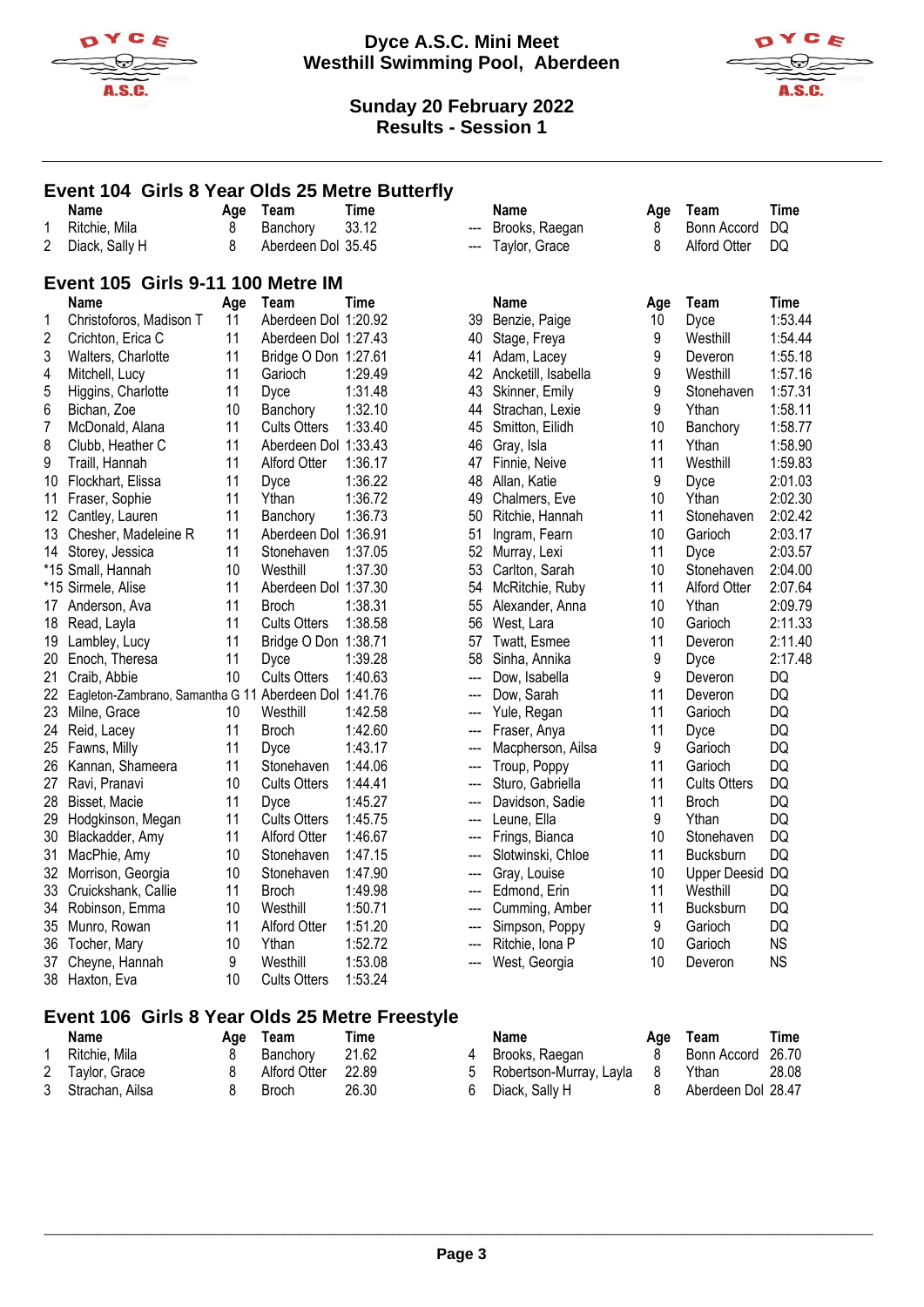# Dyce A.S.C. Mini Meet
## Westhill Swimming Pool, Aberdeen

### Sunday 20 February 2022
### Results - Session 1

## Event 104 Girls 8 Year Olds 25 Metre Butterfly

| | Name | Age | Team | Time |
|---|---|---|---|---|
| 1 | Ritchie, Mila | 8 | Banchory | 33.12 |
| 2 | Diack, Sally H | 8 | Aberdeen Dol | 35.45 |
| --- | Brooks, Raegan | 8 | Bonn Accord | DQ |
| --- | Taylor, Grace | 8 | Alford Otter | DQ |

## Event 105 Girls 9-11 100 Metre IM

| | Name | Age | Team | Time |
|---|---|---|---|---|
| 1 | Christoforos, Madison T | 11 | Aberdeen Dol | 1:20.92 |
| 2 | Crichton, Erica C | 11 | Aberdeen Dol | 1:27.43 |
| 3 | Walters, Charlotte | 11 | Bridge O Don | 1:27.61 |
| 4 | Mitchell, Lucy | 11 | Garioch | 1:29.49 |
| 5 | Higgins, Charlotte | 11 | Dyce | 1:31.48 |
| 6 | Bichan, Zoe | 10 | Banchory | 1:32.10 |
| 7 | McDonald, Alana | 11 | Cults Otters | 1:33.40 |
| 8 | Clubb, Heather C | 11 | Aberdeen Dol | 1:33.43 |
| 9 | Traill, Hannah | 11 | Alford Otter | 1:36.17 |
| 10 | Flockhart, Elissa | 11 | Dyce | 1:36.22 |
| 11 | Fraser, Sophie | 11 | Ythan | 1:36.72 |
| 12 | Cantley, Lauren | 11 | Banchory | 1:36.73 |
| 13 | Chesher, Madeleine R | 11 | Aberdeen Dol | 1:36.91 |
| 14 | Storey, Jessica | 11 | Stonehaven | 1:37.05 |
| *15 | Small, Hannah | 10 | Westhill | 1:37.30 |
| *15 | Sirmele, Alise | 11 | Aberdeen Dol | 1:37.30 |
| 17 | Anderson, Ava | 11 | Broch | 1:38.31 |
| 18 | Read, Layla | 11 | Cults Otters | 1:38.58 |
| 19 | Lambley, Lucy | 11 | Bridge O Don | 1:38.71 |
| 20 | Enoch, Theresa | 11 | Dyce | 1:39.28 |
| 21 | Craib, Abbie | 10 | Cults Otters | 1:40.63 |
| 22 | Eagleton-Zambrano, Samantha G | 11 | Aberdeen Dol | 1:41.76 |
| 23 | Milne, Grace | 10 | Westhill | 1:42.58 |
| 24 | Reid, Lacey | 11 | Broch | 1:42.60 |
| 25 | Fawns, Milly | 11 | Dyce | 1:43.17 |
| 26 | Kannan, Shameera | 11 | Stonehaven | 1:44.06 |
| 27 | Ravi, Pranavi | 10 | Cults Otters | 1:44.41 |
| 28 | Bisset, Macie | 11 | Dyce | 1:45.27 |
| 29 | Hodgkinson, Megan | 11 | Cults Otters | 1:45.75 |
| 30 | Blackadder, Amy | 11 | Alford Otter | 1:46.67 |
| 31 | MacPhie, Amy | 10 | Stonehaven | 1:47.15 |
| 32 | Morrison, Georgia | 10 | Stonehaven | 1:47.90 |
| 33 | Cruickshank, Callie | 11 | Broch | 1:49.98 |
| 34 | Robinson, Emma | 10 | Westhill | 1:50.71 |
| 35 | Munro, Rowan | 11 | Alford Otter | 1:51.20 |
| 36 | Tocher, Mary | 10 | Ythan | 1:52.72 |
| 37 | Cheyne, Hannah | 9 | Westhill | 1:53.08 |
| 38 | Haxton, Eva | 10 | Cults Otters | 1:53.24 |
| 39 | Benzie, Paige | 10 | Dyce | 1:53.44 |
| 40 | Stage, Freya | 9 | Westhill | 1:54.44 |
| 41 | Adam, Lacey | 9 | Deveron | 1:55.18 |
| 42 | Ancketill, Isabella | 9 | Westhill | 1:57.16 |
| 43 | Skinner, Emily | 9 | Stonehaven | 1:57.31 |
| 44 | Strachan, Lexie | 9 | Ythan | 1:58.11 |
| 45 | Smitton, Eilidh | 10 | Banchory | 1:58.77 |
| 46 | Gray, Isla | 11 | Ythan | 1:58.90 |
| 47 | Finnie, Neive | 11 | Westhill | 1:59.83 |
| 48 | Allan, Katie | 9 | Dyce | 2:01.03 |
| 49 | Chalmers, Eve | 10 | Ythan | 2:02.30 |
| 50 | Ritchie, Hannah | 11 | Stonehaven | 2:02.42 |
| 51 | Ingram, Fearn | 10 | Garioch | 2:03.17 |
| 52 | Murray, Lexi | 11 | Dyce | 2:03.57 |
| 53 | Carlton, Sarah | 10 | Stonehaven | 2:04.00 |
| 54 | McRitchie, Ruby | 11 | Alford Otter | 2:07.64 |
| 55 | Alexander, Anna | 10 | Ythan | 2:09.79 |
| 56 | West, Lara | 10 | Garioch | 2:11.33 |
| 57 | Twatt, Esmee | 11 | Deveron | 2:11.40 |
| 58 | Sinha, Annika | 9 | Dyce | 2:17.48 |
| --- | Dow, Isabella | 9 | Deveron | DQ |
| --- | Dow, Sarah | 11 | Deveron | DQ |
| --- | Yule, Regan | 11 | Garioch | DQ |
| --- | Fraser, Anya | 11 | Dyce | DQ |
| --- | Macpherson, Ailsa | 9 | Garioch | DQ |
| --- | Troup, Poppy | 11 | Garioch | DQ |
| --- | Sturo, Gabriella | 11 | Cults Otters | DQ |
| --- | Davidson, Sadie | 11 | Broch | DQ |
| --- | Leune, Ella | 9 | Ythan | DQ |
| --- | Frings, Bianca | 10 | Stonehaven | DQ |
| --- | Slotwinski, Chloe | 11 | Bucksburn | DQ |
| --- | Gray, Louise | 10 | Upper Deesid | DQ |
| --- | Edmond, Erin | 11 | Westhill | DQ |
| --- | Cumming, Amber | 11 | Bucksburn | DQ |
| --- | Simpson, Poppy | 9 | Garioch | DQ |
| --- | Ritchie, Iona P | 10 | Garioch | NS |
| --- | West, Georgia | 10 | Deveron | NS |

## Event 106 Girls 8 Year Olds 25 Metre Freestyle

| | Name | Age | Team | Time |
|---|---|---|---|---|
| 1 | Ritchie, Mila | 8 | Banchory | 21.62 |
| 2 | Taylor, Grace | 8 | Alford Otter | 22.89 |
| 3 | Strachan, Ailsa | 8 | Broch | 26.30 |
| 4 | Brooks, Raegan | 8 | Bonn Accord | 26.70 |
| 5 | Robertson-Murray, Layla | 8 | Ythan | 28.08 |
| 6 | Diack, Sally H | 8 | Aberdeen Dol | 28.47 |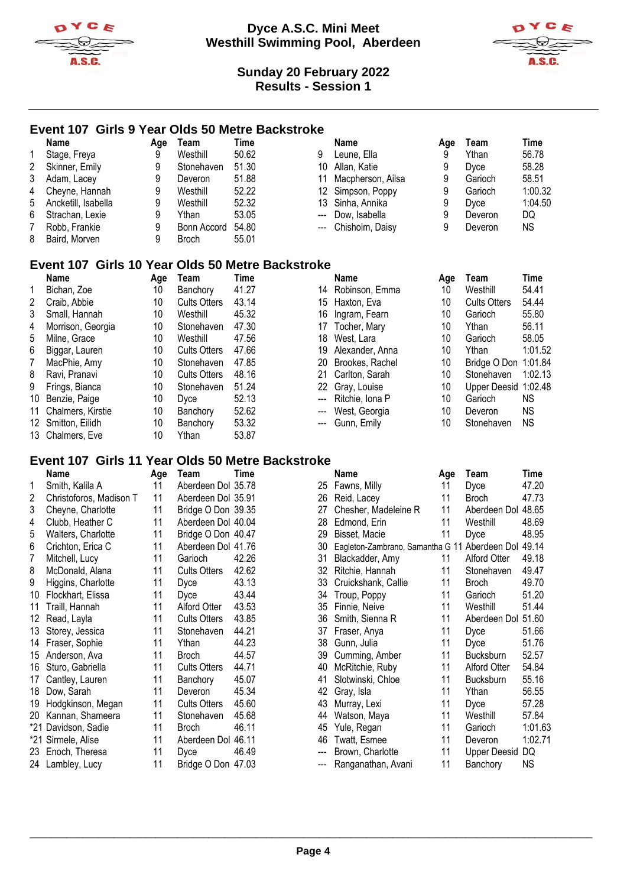# Dyce A.S.C. Mini Meet
## Westhill Swimming Pool, Aberdeen

### Sunday 20 February 2022
### Results - Session 1

## Event 107 Girls 9 Year Olds 50 Metre Backstroke

| | Name | Age | Team | Time |
|---|---|---|---|---|
| 1 | Stage, Freya | 9 | Westhill | 50.62 |
| 2 | Skinner, Emily | 9 | Stonehaven | 51.30 |
| 3 | Adam, Lacey | 9 | Deveron | 51.88 |
| 4 | Cheyne, Hannah | 9 | Westhill | 52.22 |
| 5 | Ancketill, Isabella | 9 | Westhill | 52.32 |
| 6 | Strachan, Lexie | 9 | Ythan | 53.05 |
| 7 | Robb, Frankie | 9 | Bonn Accord | 54.80 |
| 8 | Baird, Morven | 9 | Broch | 55.01 |
| 9 | Leune, Ella | 9 | Ythan | 56.78 |
| 10 | Allan, Katie | 9 | Dyce | 58.28 |
| 11 | Macpherson, Ailsa | 9 | Garioch | 58.51 |
| 12 | Simpson, Poppy | 9 | Garioch | 1:00.32 |
| 13 | Sinha, Annika | 9 | Dyce | 1:04.50 |
| --- | Dow, Isabella | 9 | Deveron | DQ |
| --- | Chisholm, Daisy | 9 | Deveron | NS |

## Event 107 Girls 10 Year Olds 50 Metre Backstroke

| | Name | Age | Team | Time |
|---|---|---|---|---|
| 1 | Bichan, Zoe | 10 | Banchory | 41.27 |
| 2 | Craib, Abbie | 10 | Cults Otters | 43.14 |
| 3 | Small, Hannah | 10 | Westhill | 45.32 |
| 4 | Morrison, Georgia | 10 | Stonehaven | 47.30 |
| 5 | Milne, Grace | 10 | Westhill | 47.56 |
| 6 | Biggar, Lauren | 10 | Cults Otters | 47.66 |
| 7 | MacPhie, Amy | 10 | Stonehaven | 47.85 |
| 8 | Ravi, Pranavi | 10 | Cults Otters | 48.16 |
| 9 | Frings, Bianca | 10 | Stonehaven | 51.24 |
| 10 | Benzie, Paige | 10 | Dyce | 52.13 |
| 11 | Chalmers, Kirstie | 10 | Banchory | 52.62 |
| 12 | Smitton, Eilidh | 10 | Banchory | 53.32 |
| 13 | Chalmers, Eve | 10 | Ythan | 53.87 |
| 14 | Robinson, Emma | 10 | Westhill | 54.41 |
| 15 | Haxton, Eva | 10 | Cults Otters | 54.44 |
| 16 | Ingram, Fearn | 10 | Garioch | 55.80 |
| 17 | Tocher, Mary | 10 | Ythan | 56.11 |
| 18 | West, Lara | 10 | Garioch | 58.05 |
| 19 | Alexander, Anna | 10 | Ythan | 1:01.52 |
| 20 | Brookes, Rachel | 10 | Bridge O Don | 1:01.84 |
| 21 | Carlton, Sarah | 10 | Stonehaven | 1:02.13 |
| 22 | Gray, Louise | 10 | Upper Deesid | 1:02.48 |
| --- | Ritchie, Iona P | 10 | Garioch | NS |
| --- | West, Georgia | 10 | Deveron | NS |
| --- | Gunn, Emily | 10 | Stonehaven | NS |

## Event 107 Girls 11 Year Olds 50 Metre Backstroke

| | Name | Age | Team | Time |
|---|---|---|---|---|
| 1 | Smith, Kalila A | 11 | Aberdeen Dol | 35.78 |
| 2 | Christoforos, Madison T | 11 | Aberdeen Dol | 35.91 |
| 3 | Cheyne, Charlotte | 11 | Bridge O Don | 39.35 |
| 4 | Clubb, Heather C | 11 | Aberdeen Dol | 40.04 |
| 5 | Walters, Charlotte | 11 | Bridge O Don | 40.47 |
| 6 | Crichton, Erica C | 11 | Aberdeen Dol | 41.76 |
| 7 | Mitchell, Lucy | 11 | Garioch | 42.26 |
| 8 | McDonald, Alana | 11 | Cults Otters | 42.62 |
| 9 | Higgins, Charlotte | 11 | Dyce | 43.13 |
| 10 | Flockhart, Elissa | 11 | Dyce | 43.44 |
| 11 | Traill, Hannah | 11 | Alford Otter | 43.53 |
| 12 | Read, Layla | 11 | Cults Otters | 43.85 |
| 13 | Storey, Jessica | 11 | Stonehaven | 44.21 |
| 14 | Fraser, Sophie | 11 | Ythan | 44.23 |
| 15 | Anderson, Ava | 11 | Broch | 44.57 |
| 16 | Sturo, Gabriella | 11 | Cults Otters | 44.71 |
| 17 | Cantley, Lauren | 11 | Banchory | 45.07 |
| 18 | Dow, Sarah | 11 | Deveron | 45.34 |
| 19 | Hodgkinson, Megan | 11 | Cults Otters | 45.60 |
| 20 | Kannan, Shameera | 11 | Stonehaven | 45.68 |
| *21 | Davidson, Sadie | 11 | Broch | 46.11 |
| *21 | Sirmele, Alise | 11 | Aberdeen Dol | 46.11 |
| 23 | Enoch, Theresa | 11 | Dyce | 46.49 |
| 24 | Lambley, Lucy | 11 | Bridge O Don | 47.03 |
| 25 | Fawns, Milly | 11 | Dyce | 47.20 |
| 26 | Reid, Lacey | 11 | Broch | 47.73 |
| 27 | Chesher, Madeleine R | 11 | Aberdeen Dol | 48.65 |
| 28 | Edmond, Erin | 11 | Westhill | 48.69 |
| 29 | Bisset, Macie | 11 | Dyce | 48.95 |
| 30 | Eagleton-Zambrano, Samantha G | 11 | Aberdeen Dol | 49.14 |
| 31 | Blackadder, Amy | 11 | Alford Otter | 49.18 |
| 32 | Ritchie, Hannah | 11 | Stonehaven | 49.47 |
| 33 | Cruickshank, Callie | 11 | Broch | 49.70 |
| 34 | Troup, Poppy | 11 | Garioch | 51.20 |
| 35 | Finnie, Neive | 11 | Westhill | 51.44 |
| 36 | Smith, Sienna R | 11 | Aberdeen Dol | 51.60 |
| 37 | Fraser, Anya | 11 | Dyce | 51.66 |
| 38 | Gunn, Julia | 11 | Dyce | 51.76 |
| 39 | Cumming, Amber | 11 | Bucksburn | 52.57 |
| 40 | McRitchie, Ruby | 11 | Alford Otter | 54.84 |
| 41 | Slotwinski, Chloe | 11 | Bucksburn | 55.16 |
| 42 | Gray, Isla | 11 | Ythan | 56.55 |
| 43 | Murray, Lexi | 11 | Dyce | 57.28 |
| 44 | Watson, Maya | 11 | Westhill | 57.84 |
| 45 | Yule, Regan | 11 | Garioch | 1:01.63 |
| 46 | Twatt, Esmee | 11 | Deveron | 1:02.71 |
| --- | Brown, Charlotte | 11 | Upper Deesid | DQ |
| --- | Ranganathan, Avani | 11 | Banchory | NS |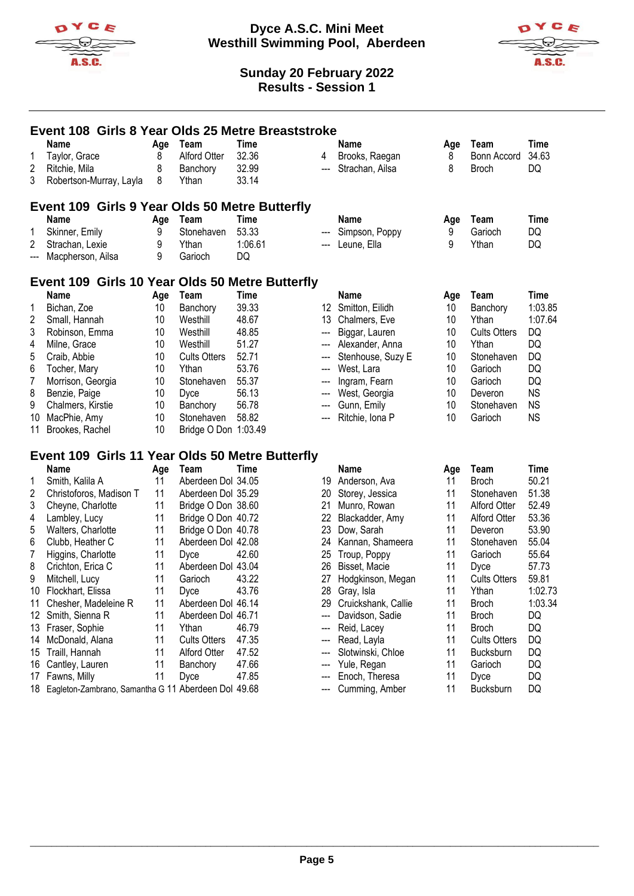# Dyce A.S.C. Mini Meet
## Westhill Swimming Pool, Aberdeen

### Sunday 20 February 2022
### Results - Session 1

## Event 108 Girls 8 Year Olds 25 Metre Breaststroke

| | Name | Age | Team | Time | | Name | Age | Team | Time |
|---|---|---|---|---|---|---|---|---|---|
| 1 | Taylor, Grace | 8 | Alford Otter | 32.36 | 4 | Brooks, Raegan | 8 | Bonn Accord | 34.63 |
| 2 | Ritchie, Mila | 8 | Banchory | 32.99 | --- | Strachan, Ailsa | 8 | Broch | DQ |
| 3 | Robertson-Murray, Layla | 8 | Ythan | 33.14 | | | | | |

## Event 109 Girls 9 Year Olds 50 Metre Butterfly

| | Name | Age | Team | Time | | Name | Age | Team | Time |
|---|---|---|---|---|---|---|---|---|---|
| 1 | Skinner, Emily | 9 | Stonehaven | 53.33 | --- | Simpson, Poppy | 9 | Garioch | DQ |
| 2 | Strachan, Lexie | 9 | Ythan | 1:06.61 | --- | Leune, Ella | 9 | Ythan | DQ |
| --- | Macpherson, Ailsa | 9 | Garioch | DQ | | | | | |

## Event 109 Girls 10 Year Olds 50 Metre Butterfly

| | Name | Age | Team | Time | | Name | Age | Team | Time |
|---|---|---|---|---|---|---|---|---|---|
| 1 | Bichan, Zoe | 10 | Banchory | 39.33 | 12 | Smitton, Eilidh | 10 | Banchory | 1:03.85 |
| 2 | Small, Hannah | 10 | Westhill | 48.67 | 13 | Chalmers, Eve | 10 | Ythan | 1:07.64 |
| 3 | Robinson, Emma | 10 | Westhill | 48.85 | --- | Biggar, Lauren | 10 | Cults Otters | DQ |
| 4 | Milne, Grace | 10 | Westhill | 51.27 | --- | Alexander, Anna | 10 | Ythan | DQ |
| 5 | Craib, Abbie | 10 | Cults Otters | 52.71 | --- | Stenhouse, Suzy E | 10 | Stonehaven | DQ |
| 6 | Tocher, Mary | 10 | Ythan | 53.76 | --- | West, Lara | 10 | Garioch | DQ |
| 7 | Morrison, Georgia | 10 | Stonehaven | 55.37 | --- | Ingram, Fearn | 10 | Garioch | DQ |
| 8 | Benzie, Paige | 10 | Dyce | 56.13 | --- | West, Georgia | 10 | Deveron | NS |
| 9 | Chalmers, Kirstie | 10 | Banchory | 56.78 | --- | Gunn, Emily | 10 | Stonehaven | NS |
| 10 | MacPhie, Amy | 10 | Stonehaven | 58.82 | --- | Ritchie, Iona P | 10 | Garioch | NS |
| 11 | Brookes, Rachel | 10 | Bridge O Don | 1:03.49 | | | | | |

## Event 109 Girls 11 Year Olds 50 Metre Butterfly

| | Name | Age | Team | Time | | Name | Age | Team | Time |
|---|---|---|---|---|---|---|---|---|---|
| 1 | Smith, Kalila A | 11 | Aberdeen Dol | 34.05 | 19 | Anderson, Ava | 11 | Broch | 50.21 |
| 2 | Christoforos, Madison T | 11 | Aberdeen Dol | 35.29 | 20 | Storey, Jessica | 11 | Stonehaven | 51.38 |
| 3 | Cheyne, Charlotte | 11 | Bridge O Don | 38.60 | 21 | Munro, Rowan | 11 | Alford Otter | 52.49 |
| 4 | Lambley, Lucy | 11 | Bridge O Don | 40.72 | 22 | Blackadder, Amy | 11 | Alford Otter | 53.36 |
| 5 | Walters, Charlotte | 11 | Bridge O Don | 40.78 | 23 | Dow, Sarah | 11 | Deveron | 53.90 |
| 6 | Clubb, Heather C | 11 | Aberdeen Dol | 42.08 | 24 | Kannan, Shameera | 11 | Stonehaven | 55.04 |
| 7 | Higgins, Charlotte | 11 | Dyce | 42.60 | 25 | Troup, Poppy | 11 | Garioch | 55.64 |
| 8 | Crichton, Erica C | 11 | Aberdeen Dol | 43.04 | 26 | Bisset, Macie | 11 | Dyce | 57.73 |
| 9 | Mitchell, Lucy | 11 | Garioch | 43.22 | 27 | Hodgkinson, Megan | 11 | Cults Otters | 59.81 |
| 10 | Flockhart, Elissa | 11 | Dyce | 43.76 | 28 | Gray, Isla | 11 | Ythan | 1:02.73 |
| 11 | Chesher, Madeleine R | 11 | Aberdeen Dol | 46.14 | 29 | Cruickshank, Callie | 11 | Broch | 1:03.34 |
| 12 | Smith, Sienna R | 11 | Aberdeen Dol | 46.71 | --- | Davidson, Sadie | 11 | Broch | DQ |
| 13 | Fraser, Sophie | 11 | Ythan | 46.79 | --- | Reid, Lacey | 11 | Broch | DQ |
| 14 | McDonald, Alana | 11 | Cults Otters | 47.35 | --- | Read, Layla | 11 | Cults Otters | DQ |
| 15 | Traill, Hannah | 11 | Alford Otter | 47.52 | --- | Slotwinski, Chloe | 11 | Bucksburn | DQ |
| 16 | Cantley, Lauren | 11 | Banchory | 47.66 | --- | Yule, Regan | 11 | Garioch | DQ |
| 17 | Fawns, Milly | 11 | Dyce | 47.85 | --- | Enoch, Theresa | 11 | Dyce | DQ |
| 18 | Eagleton-Zambrano, Samantha G | 11 | Aberdeen Dol | 49.68 | --- | Cumming, Amber | 11 | Bucksburn | DQ |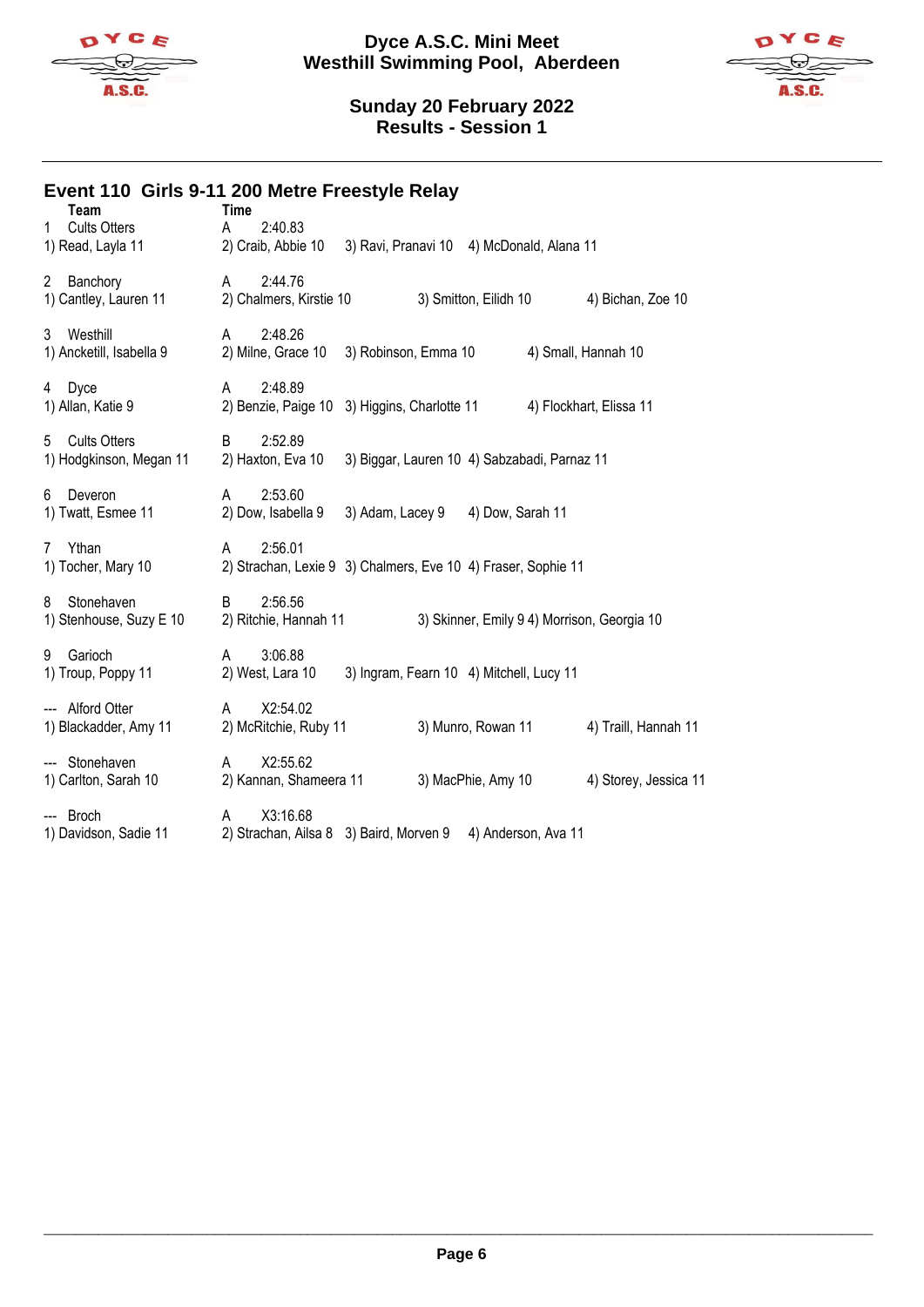# Dyce A.S.C. Mini Meet
## Westhill Swimming Pool, Aberdeen

### Sunday 20 February 2022
### Results - Session 1

## Event 110 Girls 9-11 200 Metre Freestyle Relay

| | Team | | Time | | | |
|---|---|---|---|---|---|---|
| 1 | Cults Otters | A | 2:40.83 | | | |
| | 1) Read, Layla 11 | 2) Craib, Abbie 10 | | 3) Ravi, Pranavi 10 | 4) McDonald, Alana 11 | |
| 2 | Banchory | A | 2:44.76 | | | |
| | 1) Cantley, Lauren 11 | 2) Chalmers, Kirstie 10 | | 3) Smitton, Eilidh 10 | 4) Bichan, Zoe 10 | |
| 3 | Westhill | A | 2:48.26 | | | |
| | 1) Ancketill, Isabella 9 | 2) Milne, Grace 10 | | 3) Robinson, Emma 10 | 4) Small, Hannah 10 | |
| 4 | Dyce | A | 2:48.89 | | | |
| | 1) Allan, Katie 9 | 2) Benzie, Paige 10 | | 3) Higgins, Charlotte 11 | 4) Flockhart, Elissa 11 | |
| 5 | Cults Otters | B | 2:52.89 | | | |
| | 1) Hodgkinson, Megan 11 | 2) Haxton, Eva 10 | | 3) Biggar, Lauren 10 | 4) Sabzabadi, Parnaz 11 | |
| 6 | Deveron | A | 2:53.60 | | | |
| | 1) Twatt, Esmee 11 | 2) Dow, Isabella 9 | | 3) Adam, Lacey 9 | 4) Dow, Sarah 11 | |
| 7 | Ythan | A | 2:56.01 | | | |
| | 1) Tocher, Mary 10 | 2) Strachan, Lexie 9 | | 3) Chalmers, Eve 10 | 4) Fraser, Sophie 11 | |
| 8 | Stonehaven | B | 2:56.56 | | | |
| | 1) Stenhouse, Suzy E 10 | 2) Ritchie, Hannah 11 | | 3) Skinner, Emily 9 | 4) Morrison, Georgia 10 | |
| 9 | Garioch | A | 3:06.88 | | | |
| | 1) Troup, Poppy 11 | 2) West, Lara 10 | | 3) Ingram, Fearn 10 | 4) Mitchell, Lucy 11 | |
| --- | Alford Otter | A | X2:54.02 | | | |
| | 1) Blackadder, Amy 11 | 2) McRitchie, Ruby 11 | | 3) Munro, Rowan 11 | 4) Traill, Hannah 11 | |
| --- | Stonehaven | A | X2:55.62 | | | |
| | 1) Carlton, Sarah 10 | 2) Kannan, Shameera 11 | | 3) MacPhie, Amy 10 | 4) Storey, Jessica 11 | |
| --- | Broch | A | X3:16.68 | | | |
| | 1) Davidson, Sadie 11 | 2) Strachan, Ailsa 8 | | 3) Baird, Morven 9 | 4) Anderson, Ava 11 | |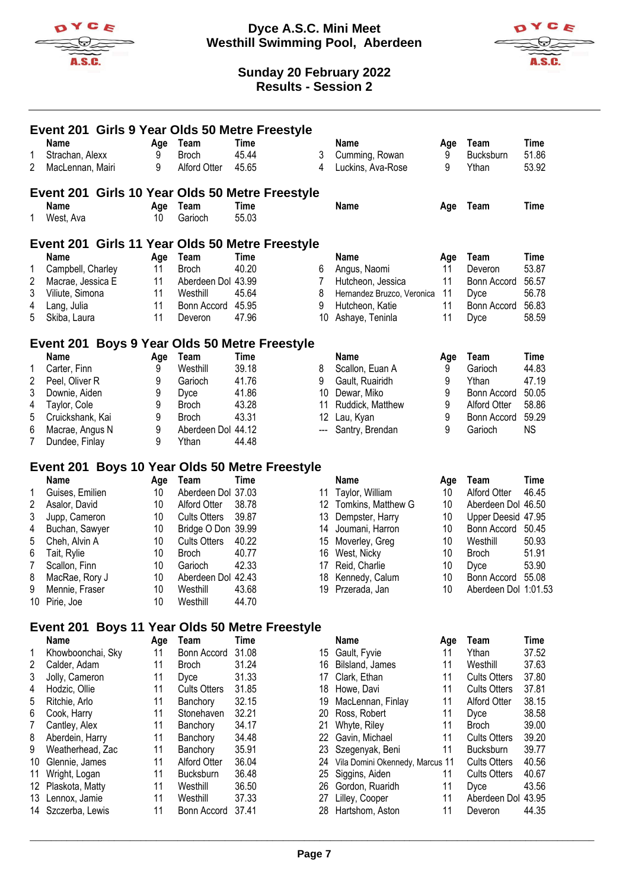# Dyce A.S.C. Mini Meet
## Westhill Swimming Pool, Aberdeen

### Sunday 20 February 2022
### Results - Session 2

## Event 201 Girls 9 Year Olds 50 Metre Freestyle

| | Name | Age | Team | Time |
|---|---|---|---|---|
| 1 | Strachan, Alexx | 9 | Broch | 45.44 |
| 2 | MacLennan, Mairi | 9 | Alford Otter | 45.65 |
| 3 | Cumming, Rowan | 9 | Bucksburn | 51.86 |
| 4 | Luckins, Ava-Rose | 9 | Ythan | 53.92 |

## Event 201 Girls 10 Year Olds 50 Metre Freestyle

| | Name | Age | Team | Time |
|---|---|---|---|---|
| 1 | West, Ava | 10 | Garioch | 55.03 |

## Event 201 Girls 11 Year Olds 50 Metre Freestyle

| | Name | Age | Team | Time |
|---|---|---|---|---|
| 1 | Campbell, Charley | 11 | Broch | 40.20 |
| 2 | Macrae, Jessica E | 11 | Aberdeen Dol | 43.99 |
| 3 | Viliute, Simona | 11 | Westhill | 45.64 |
| 4 | Lang, Julia | 11 | Bonn Accord | 45.95 |
| 5 | Skiba, Laura | 11 | Deveron | 47.96 |
| 6 | Angus, Naomi | 11 | Deveron | 53.87 |
| 7 | Hutcheon, Jessica | 11 | Bonn Accord | 56.57 |
| 8 | Hernandez Bruzco, Veronica | 11 | Dyce | 56.78 |
| 9 | Hutcheon, Katie | 11 | Bonn Accord | 56.83 |
| 10 | Ashaye, Teninla | 11 | Dyce | 58.59 |

## Event 201 Boys 9 Year Olds 50 Metre Freestyle

| | Name | Age | Team | Time |
|---|---|---|---|---|
| 1 | Carter, Finn | 9 | Westhill | 39.18 |
| 2 | Peel, Oliver R | 9 | Garioch | 41.76 |
| 3 | Downie, Aiden | 9 | Dyce | 41.86 |
| 4 | Taylor, Cole | 9 | Broch | 43.28 |
| 5 | Cruickshank, Kai | 9 | Broch | 43.31 |
| 6 | Macrae, Angus N | 9 | Aberdeen Dol | 44.12 |
| 7 | Dundee, Finlay | 9 | Ythan | 44.48 |
| 8 | Scallon, Euan A | 9 | Garioch | 44.83 |
| 9 | Gault, Ruairidh | 9 | Ythan | 47.19 |
| 10 | Dewar, Miko | 9 | Bonn Accord | 50.05 |
| 11 | Ruddick, Matthew | 9 | Alford Otter | 58.86 |
| 12 | Lau, Kyan | 9 | Bonn Accord | 59.29 |
| --- | Santry, Brendan | 9 | Garioch | NS |

## Event 201 Boys 10 Year Olds 50 Metre Freestyle

| | Name | Age | Team | Time |
|---|---|---|---|---|
| 1 | Guises, Emilien | 10 | Aberdeen Dol | 37.03 |
| 2 | Asalor, David | 10 | Alford Otter | 38.78 |
| 3 | Jupp, Cameron | 10 | Cults Otters | 39.87 |
| 4 | Buchan, Sawyer | 10 | Bridge O Don | 39.99 |
| 5 | Cheh, Alvin A | 10 | Cults Otters | 40.22 |
| 6 | Tait, Rylie | 10 | Broch | 40.77 |
| 7 | Scallon, Finn | 10 | Garioch | 42.33 |
| 8 | MacRae, Rory J | 10 | Aberdeen Dol | 42.43 |
| 9 | Mennie, Fraser | 10 | Westhill | 43.68 |
| 10 | Pirie, Joe | 10 | Westhill | 44.70 |
| 11 | Taylor, William | 10 | Alford Otter | 46.45 |
| 12 | Tomkins, Matthew G | 10 | Aberdeen Dol | 46.50 |
| 13 | Dempster, Harry | 10 | Upper Deesid | 47.95 |
| 14 | Joumani, Harron | 10 | Bonn Accord | 50.45 |
| 15 | Moverley, Greg | 10 | Westhill | 50.93 |
| 16 | West, Nicky | 10 | Broch | 51.91 |
| 17 | Reid, Charlie | 10 | Dyce | 53.90 |
| 18 | Kennedy, Calum | 10 | Bonn Accord | 55.08 |
| 19 | Przerada, Jan | 10 | Aberdeen Dol | 1:01.53 |

## Event 201 Boys 11 Year Olds 50 Metre Freestyle

| | Name | Age | Team | Time |
|---|---|---|---|---|
| 1 | Khowboonchai, Sky | 11 | Bonn Accord | 31.08 |
| 2 | Calder, Adam | 11 | Broch | 31.24 |
| 3 | Jolly, Cameron | 11 | Dyce | 31.33 |
| 4 | Hodzic, Ollie | 11 | Cults Otters | 31.85 |
| 5 | Ritchie, Arlo | 11 | Banchory | 32.15 |
| 6 | Cook, Harry | 11 | Stonehaven | 32.21 |
| 7 | Cantley, Alex | 11 | Banchory | 34.17 |
| 8 | Aberdein, Harry | 11 | Banchory | 34.48 |
| 9 | Weatherhead, Zac | 11 | Banchory | 35.91 |
| 10 | Glennie, James | 11 | Alford Otter | 36.04 |
| 11 | Wright, Logan | 11 | Bucksburn | 36.48 |
| 12 | Plaskota, Matty | 11 | Westhill | 36.50 |
| 13 | Lennox, Jamie | 11 | Westhill | 37.33 |
| 14 | Szczerba, Lewis | 11 | Bonn Accord | 37.41 |
| 15 | Gault, Fyvie | 11 | Ythan | 37.52 |
| 16 | Bilsland, James | 11 | Westhill | 37.63 |
| 17 | Clark, Ethan | 11 | Cults Otters | 37.80 |
| 18 | Howe, Davi | 11 | Cults Otters | 37.81 |
| 19 | MacLennan, Finlay | 11 | Alford Otter | 38.15 |
| 20 | Ross, Robert | 11 | Dyce | 38.58 |
| 21 | Whyte, Riley | 11 | Broch | 39.00 |
| 22 | Gavin, Michael | 11 | Cults Otters | 39.20 |
| 23 | Szegenyak, Beni | 11 | Bucksburn | 39.77 |
| 24 | Vila Domini Okennedy, Marcus | 11 | Cults Otters | 40.56 |
| 25 | Siggins, Aiden | 11 | Cults Otters | 40.67 |
| 26 | Gordon, Ruaridh | 11 | Dyce | 43.56 |
| 27 | Lilley, Cooper | 11 | Aberdeen Dol | 43.95 |
| 28 | Hartshom, Aston | 11 | Deveron | 44.35 |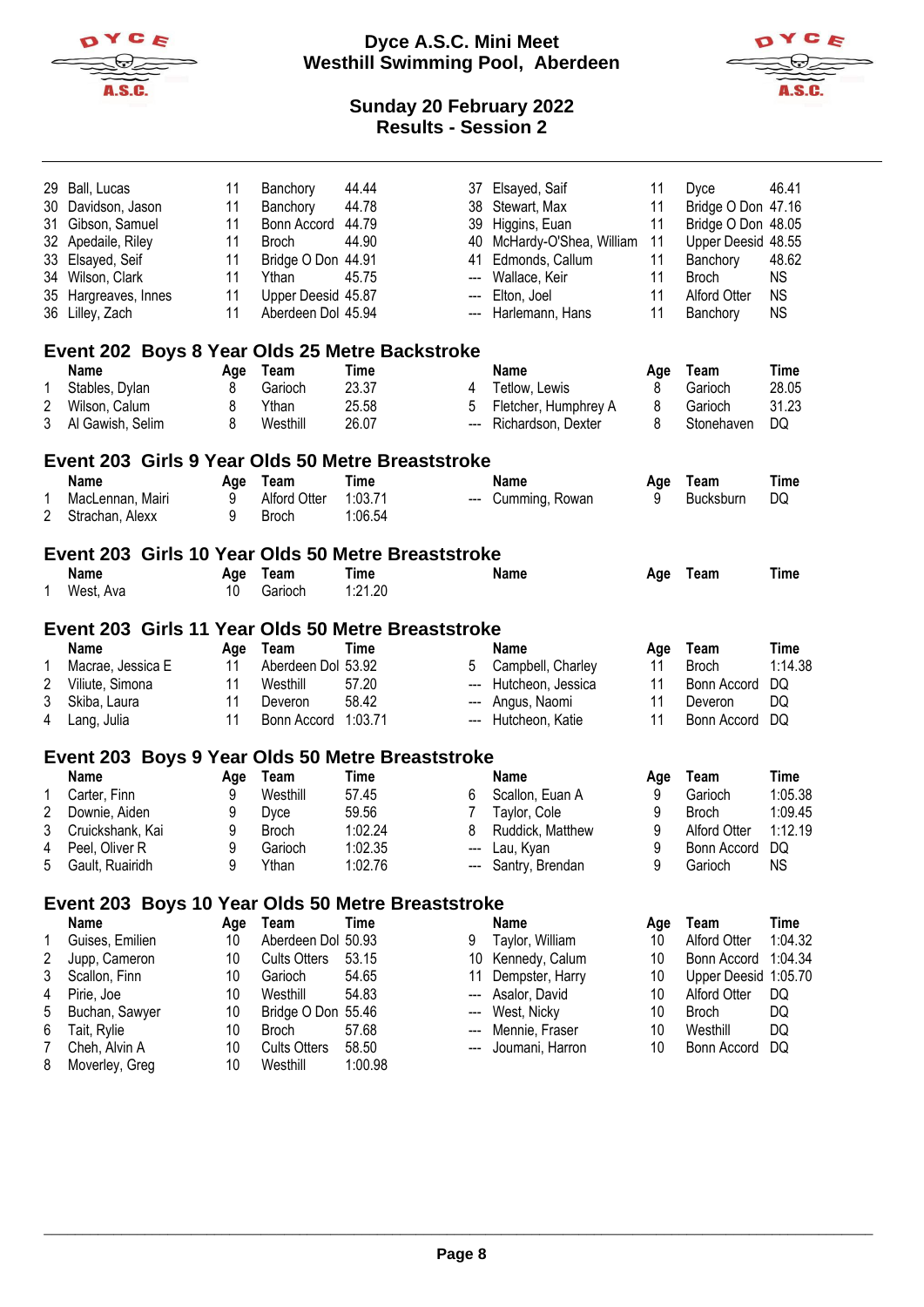| | Name | Age | Team | Time |
|---|---|---|---|---|
| 29 | Ball, Lucas | 11 | Banchory | 44.44 |
| 30 | Davidson, Jason | 11 | Banchory | 44.78 |
| 31 | Gibson, Samuel | 11 | Bonn Accord | 44.79 |
| 32 | Apedaile, Riley | 11 | Broch | 44.90 |
| 33 | Elsayed, Seif | 11 | Bridge O Don | 44.91 |
| 34 | Wilson, Clark | 11 | Ythan | 45.75 |
| 35 | Hargreaves, Innes | 11 | Upper Deesid | 45.87 |
| 36 | Lilley, Zach | 11 | Aberdeen Dol | 45.94 |
| 37 | Elsayed, Saif | 11 | Dyce | 46.41 |
| 38 | Stewart, Max | 11 | Bridge O Don | 47.16 |
| 39 | Higgins, Euan | 11 | Bridge O Don | 48.05 |
| 40 | McHardy-O'Shea, William | 11 | Upper Deesid | 48.55 |
| 41 | Edmonds, Callum | 11 | Banchory | 48.62 |
| --- | Wallace, Keir | 11 | Broch | NS |
| --- | Elton, Joel | 11 | Alford Otter | NS |
| --- | Harlemann, Hans | 11 | Banchory | NS |

## Event 202 Boys 8 Year Olds 25 Metre Backstroke

| | Name | Age | Team | Time |
|---|---|---|---|---|
| 1 | Stables, Dylan | 8 | Garioch | 23.37 |
| 2 | Wilson, Calum | 8 | Ythan | 25.58 |
| 3 | Al Gawish, Selim | 8 | Westhill | 26.07 |
| 4 | Tetlow, Lewis | 8 | Garioch | 28.05 |
| 5 | Fletcher, Humphrey A | 8 | Garioch | 31.23 |
| --- | Richardson, Dexter | 8 | Stonehaven | DQ |

## Event 203 Girls 9 Year Olds 50 Metre Breaststroke

| | Name | Age | Team | Time |
|---|---|---|---|---|
| 1 | MacLennan, Mairi | 9 | Alford Otter | 1:03.71 |
| 2 | Strachan, Alexx | 9 | Broch | 1:06.54 |
| --- | Cumming, Rowan | 9 | Bucksburn | DQ |

## Event 203 Girls 10 Year Olds 50 Metre Breaststroke

| | Name | Age | Team | Time |
|---|---|---|---|---|
| 1 | West, Ava | 10 | Garioch | 1:21.20 |

## Event 203 Girls 11 Year Olds 50 Metre Breaststroke

| | Name | Age | Team | Time |
|---|---|---|---|---|
| 1 | Macrae, Jessica E | 11 | Aberdeen Dol | 53.92 |
| 2 | Viliute, Simona | 11 | Westhill | 57.20 |
| 3 | Skiba, Laura | 11 | Deveron | 58.42 |
| 4 | Lang, Julia | 11 | Bonn Accord | 1:03.71 |
| 5 | Campbell, Charley | 11 | Broch | 1:14.38 |
| --- | Hutcheon, Jessica | 11 | Bonn Accord | DQ |
| --- | Angus, Naomi | 11 | Deveron | DQ |
| --- | Hutcheon, Katie | 11 | Bonn Accord | DQ |

## Event 203 Boys 9 Year Olds 50 Metre Breaststroke

| | Name | Age | Team | Time |
|---|---|---|---|---|
| 1 | Carter, Finn | 9 | Westhill | 57.45 |
| 2 | Downie, Aiden | 9 | Dyce | 59.56 |
| 3 | Cruickshank, Kai | 9 | Broch | 1:02.24 |
| 4 | Peel, Oliver R | 9 | Garioch | 1:02.35 |
| 5 | Gault, Ruairidh | 9 | Ythan | 1:02.76 |
| 6 | Scallon, Euan A | 9 | Garioch | 1:05.38 |
| 7 | Taylor, Cole | 9 | Broch | 1:09.45 |
| 8 | Ruddick, Matthew | 9 | Alford Otter | 1:12.19 |
| --- | Lau, Kyan | 9 | Bonn Accord | DQ |
| --- | Santry, Brendan | 9 | Garioch | NS |

## Event 203 Boys 10 Year Olds 50 Metre Breaststroke

| | Name | Age | Team | Time |
|---|---|---|---|---|
| 1 | Guises, Emilien | 10 | Aberdeen Dol | 50.93 |
| 2 | Jupp, Cameron | 10 | Cults Otters | 53.15 |
| 3 | Scallon, Finn | 10 | Garioch | 54.65 |
| 4 | Pirie, Joe | 10 | Westhill | 54.83 |
| 5 | Buchan, Sawyer | 10 | Bridge O Don | 55.46 |
| 6 | Tait, Rylie | 10 | Broch | 57.68 |
| 7 | Cheh, Alvin A | 10 | Cults Otters | 58.50 |
| 8 | Moverley, Greg | 10 | Westhill | 1:00.98 |
| 9 | Taylor, William | 10 | Alford Otter | 1:04.32 |
| 10 | Kennedy, Calum | 10 | Bonn Accord | 1:04.34 |
| 11 | Dempster, Harry | 10 | Upper Deesid | 1:05.70 |
| --- | Asalor, David | 10 | Alford Otter | DQ |
| --- | West, Nicky | 10 | Broch | DQ |
| --- | Mennie, Fraser | 10 | Westhill | DQ |
| --- | Joumani, Harron | 10 | Bonn Accord | DQ |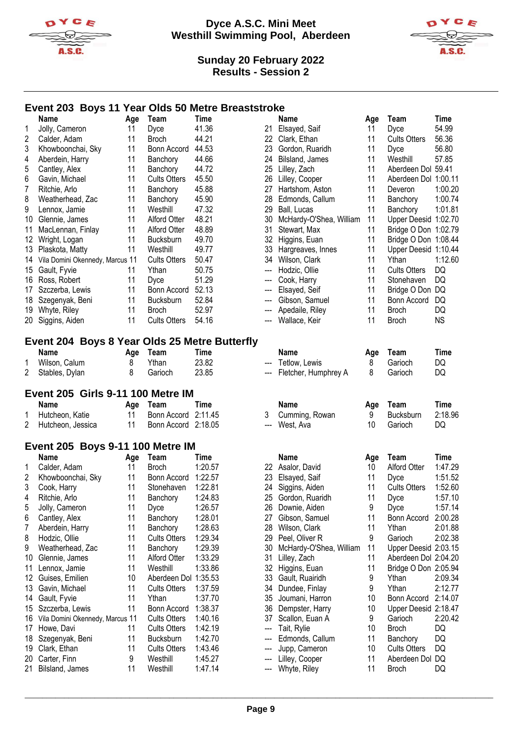# Dyce A.S.C. Mini Meet
## Westhill Swimming Pool, Aberdeen

### Sunday 20 February 2022
### Results - Session 2

## Event 203 Boys 11 Year Olds 50 Metre Breaststroke

| | Name | Age | Team | Time |
|---|---|---|---|---|
| 1 | Jolly, Cameron | 11 | Dyce | 41.36 |
| 2 | Calder, Adam | 11 | Broch | 44.21 |
| 3 | Khowboonchai, Sky | 11 | Bonn Accord | 44.53 |
| 4 | Aberdein, Harry | 11 | Banchory | 44.66 |
| 5 | Cantley, Alex | 11 | Banchory | 44.72 |
| 6 | Gavin, Michael | 11 | Cults Otters | 45.50 |
| 7 | Ritchie, Arlo | 11 | Banchory | 45.88 |
| 8 | Weatherhead, Zac | 11 | Banchory | 45.90 |
| 9 | Lennox, Jamie | 11 | Westhill | 47.32 |
| 10 | Glennie, James | 11 | Alford Otter | 48.21 |
| 11 | MacLennan, Finlay | 11 | Alford Otter | 48.89 |
| 12 | Wright, Logan | 11 | Bucksburn | 49.70 |
| 13 | Plaskota, Matty | 11 | Westhill | 49.77 |
| 14 | Vila Domini Okennedy, Marcus | 11 | Cults Otters | 50.47 |
| 15 | Gault, Fyvie | 11 | Ythan | 50.75 |
| 16 | Ross, Robert | 11 | Dyce | 51.29 |
| 17 | Szczerba, Lewis | 11 | Bonn Accord | 52.13 |
| 18 | Szegenyak, Beni | 11 | Bucksburn | 52.84 |
| 19 | Whyte, Riley | 11 | Broch | 52.97 |
| 20 | Siggins, Aiden | 11 | Cults Otters | 54.16 |
| 21 | Elsayed, Saif | 11 | Dyce | 54.99 |
| 22 | Clark, Ethan | 11 | Cults Otters | 56.36 |
| 23 | Gordon, Ruaridh | 11 | Dyce | 56.80 |
| 24 | Bilsland, James | 11 | Westhill | 57.85 |
| 25 | Lilley, Zach | 11 | Aberdeen Dol | 59.41 |
| 26 | Lilley, Cooper | 11 | Aberdeen Dol | 1:00.11 |
| 27 | Hartshom, Aston | 11 | Deveron | 1:00.20 |
| 28 | Edmonds, Callum | 11 | Banchory | 1:00.74 |
| 29 | Ball, Lucas | 11 | Banchory | 1:01.81 |
| 30 | McHardy-O'Shea, William | 11 | Upper Deesid | 1:02.70 |
| 31 | Stewart, Max | 11 | Bridge O Don | 1:02.79 |
| 32 | Higgins, Euan | 11 | Bridge O Don | 1:08.44 |
| 33 | Hargreaves, Innes | 11 | Upper Deesid | 1:10.44 |
| 34 | Wilson, Clark | 11 | Ythan | 1:12.60 |
| --- | Hodzic, Ollie | 11 | Cults Otters | DQ |
| --- | Cook, Harry | 11 | Stonehaven | DQ |
| --- | Elsayed, Seif | 11 | Bridge O Don | DQ |
| --- | Gibson, Samuel | 11 | Bonn Accord | DQ |
| --- | Apedaile, Riley | 11 | Broch | DQ |
| --- | Wallace, Keir | 11 | Broch | NS |

## Event 204 Boys 8 Year Olds 25 Metre Butterfly

| | Name | Age | Team | Time |
|---|---|---|---|---|
| 1 | Wilson, Calum | 8 | Ythan | 23.82 |
| 2 | Stables, Dylan | 8 | Garioch | 23.85 |
| --- | Tetlow, Lewis | 8 | Garioch | DQ |
| --- | Fletcher, Humphrey A | 8 | Garioch | DQ |

## Event 205 Girls 9-11 100 Metre IM

| | Name | Age | Team | Time |
|---|---|---|---|---|
| 1 | Hutcheon, Katie | 11 | Bonn Accord | 2:11.45 |
| 2 | Hutcheon, Jessica | 11 | Bonn Accord | 2:18.05 |
| 3 | Cumming, Rowan | 9 | Bucksburn | 2:18.96 |
| --- | West, Ava | 10 | Garioch | DQ |

## Event 205 Boys 9-11 100 Metre IM

| | Name | Age | Team | Time |
|---|---|---|---|---|
| 1 | Calder, Adam | 11 | Broch | 1:20.57 |
| 2 | Khowboonchai, Sky | 11 | Bonn Accord | 1:22.57 |
| 3 | Cook, Harry | 11 | Stonehaven | 1:22.81 |
| 4 | Ritchie, Arlo | 11 | Banchory | 1:24.83 |
| 5 | Jolly, Cameron | 11 | Dyce | 1:26.57 |
| 6 | Cantley, Alex | 11 | Banchory | 1:28.01 |
| 7 | Aberdein, Harry | 11 | Banchory | 1:28.63 |
| 8 | Hodzic, Ollie | 11 | Cults Otters | 1:29.34 |
| 9 | Weatherhead, Zac | 11 | Banchory | 1:29.39 |
| 10 | Glennie, James | 11 | Alford Otter | 1:33.29 |
| 11 | Lennox, Jamie | 11 | Westhill | 1:33.86 |
| 12 | Guises, Emilien | 10 | Aberdeen Dol | 1:35.53 |
| 13 | Gavin, Michael | 11 | Cults Otters | 1:37.59 |
| 14 | Gault, Fyvie | 11 | Ythan | 1:37.70 |
| 15 | Szczerba, Lewis | 11 | Bonn Accord | 1:38.37 |
| 16 | Vila Domini Okennedy, Marcus | 11 | Cults Otters | 1:40.16 |
| 17 | Howe, Davi | 11 | Cults Otters | 1:42.19 |
| 18 | Szegenyak, Beni | 11 | Bucksburn | 1:42.70 |
| 19 | Clark, Ethan | 11 | Cults Otters | 1:43.46 |
| 20 | Carter, Finn | 9 | Westhill | 1:45.27 |
| 21 | Bilsland, James | 11 | Westhill | 1:47.14 |
| 22 | Asalor, David | 10 | Alford Otter | 1:47.29 |
| 23 | Elsayed, Saif | 11 | Dyce | 1:51.52 |
| 24 | Siggins, Aiden | 11 | Cults Otters | 1:52.60 |
| 25 | Gordon, Ruaridh | 11 | Dyce | 1:57.10 |
| 26 | Downie, Aiden | 9 | Dyce | 1:57.14 |
| 27 | Gibson, Samuel | 11 | Bonn Accord | 2:00.28 |
| 28 | Wilson, Clark | 11 | Ythan | 2:01.88 |
| 29 | Peel, Oliver R | 9 | Garioch | 2:02.38 |
| 30 | McHardy-O'Shea, William | 11 | Upper Deesid | 2:03.15 |
| 31 | Lilley, Zach | 11 | Aberdeen Dol | 2:04.20 |
| 32 | Higgins, Euan | 11 | Bridge O Don | 2:05.94 |
| 33 | Gault, Ruairidh | 9 | Ythan | 2:09.34 |
| 34 | Dundee, Finlay | 9 | Ythan | 2:12.77 |
| 35 | Joumani, Harron | 10 | Bonn Accord | 2:14.07 |
| 36 | Dempster, Harry | 10 | Upper Deesid | 2:18.47 |
| 37 | Scallon, Euan A | 9 | Garioch | 2:20.42 |
| --- | Tait, Rylie | 10 | Broch | DQ |
| --- | Edmonds, Callum | 11 | Banchory | DQ |
| --- | Jupp, Cameron | 10 | Cults Otters | DQ |
| --- | Lilley, Cooper | 11 | Aberdeen Dol | DQ |
| --- | Whyte, Riley | 11 | Broch | DQ |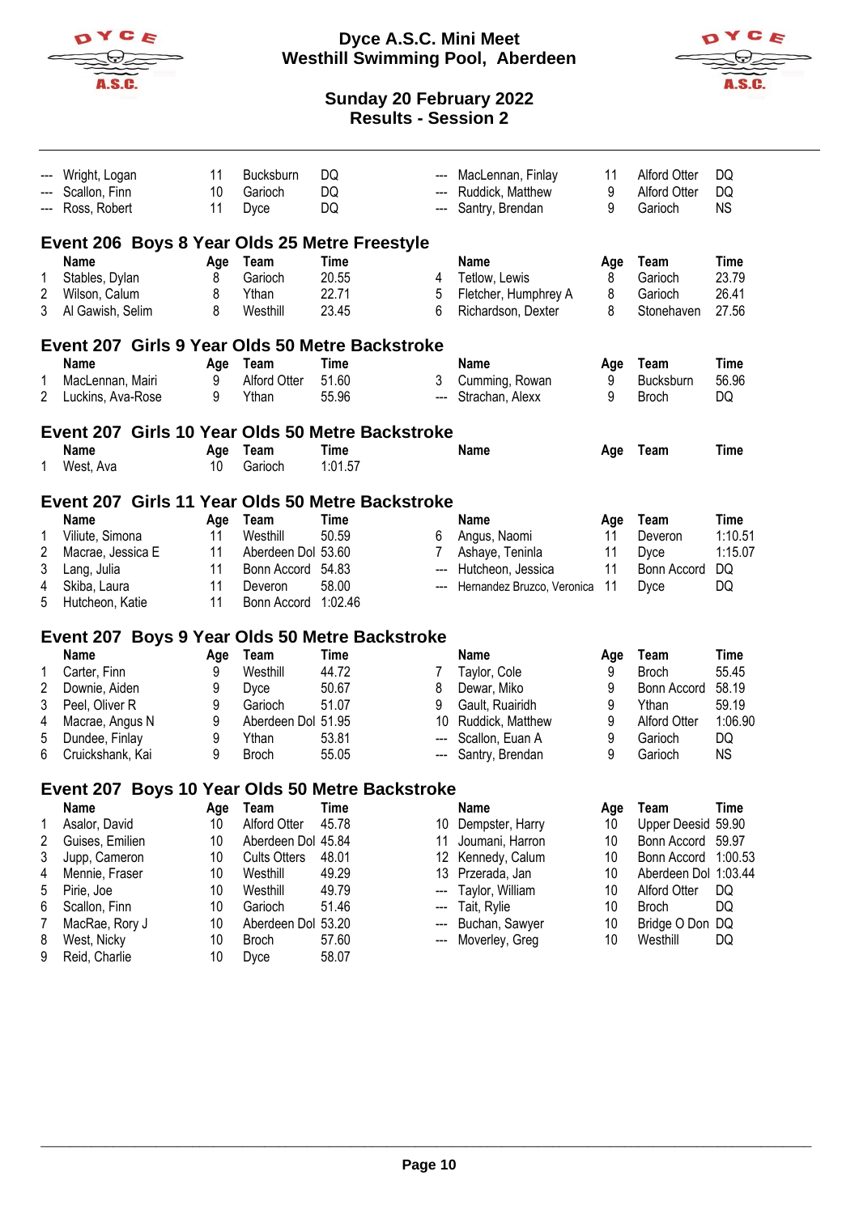# Dyce A.S.C. Mini Meet
## Westhill Swimming Pool, Aberdeen

**Sunday 20 February 2022**
**Results - Session 2**

| | Name | Age | Team | Time | | Name | Age | Team | Time |
|---|---|---|---|---|---|---|---|---|---|
| --- | Wright, Logan | 11 | Bucksburn | DQ | --- | MacLennan, Finlay | 11 | Alford Otter | DQ |
| --- | Scallon, Finn | 10 | Garioch | DQ | --- | Ruddick, Matthew | 9 | Alford Otter | DQ |
| --- | Ross, Robert | 11 | Dyce | DQ | --- | Santry, Brendan | 9 | Garioch | NS |

### Event 206 Boys 8 Year Olds 25 Metre Freestyle

| | Name | Age | Team | Time | | Name | Age | Team | Time |
|---|---|---|---|---|---|---|---|---|---|
| 1 | Stables, Dylan | 8 | Garioch | 20.55 | 4 | Tetlow, Lewis | 8 | Garioch | 23.79 |
| 2 | Wilson, Calum | 8 | Ythan | 22.71 | 5 | Fletcher, Humphrey A | 8 | Garioch | 26.41 |
| 3 | Al Gawish, Selim | 8 | Westhill | 23.45 | 6 | Richardson, Dexter | 8 | Stonehaven | 27.56 |

### Event 207 Girls 9 Year Olds 50 Metre Backstroke

| | Name | Age | Team | Time | | Name | Age | Team | Time |
|---|---|---|---|---|---|---|---|---|---|
| 1 | MacLennan, Mairi | 9 | Alford Otter | 51.60 | 3 | Cumming, Rowan | 9 | Bucksburn | 56.96 |
| 2 | Luckins, Ava-Rose | 9 | Ythan | 55.96 | --- | Strachan, Alexx | 9 | Broch | DQ |

### Event 207 Girls 10 Year Olds 50 Metre Backstroke

| | Name | Age | Team | Time | | Name | Age | Team | Time |
|---|---|---|---|---|---|---|---|---|---|
| 1 | West, Ava | 10 | Garioch | 1:01.57 | | | | | |

### Event 207 Girls 11 Year Olds 50 Metre Backstroke

| | Name | Age | Team | Time | | Name | Age | Team | Time |
|---|---|---|---|---|---|---|---|---|---|
| 1 | Viliute, Simona | 11 | Westhill | 50.59 | 6 | Angus, Naomi | 11 | Deveron | 1:10.51 |
| 2 | Macrae, Jessica E | 11 | Aberdeen Dol | 53.60 | 7 | Ashaye, Teninla | 11 | Dyce | 1:15.07 |
| 3 | Lang, Julia | 11 | Bonn Accord | 54.83 | --- | Hutcheon, Jessica | 11 | Bonn Accord | DQ |
| 4 | Skiba, Laura | 11 | Deveron | 58.00 | --- | Hernandez Bruzco, Veronica | 11 | Dyce | DQ |
| 5 | Hutcheon, Katie | 11 | Bonn Accord | 1:02.46 | | | | | |

### Event 207 Boys 9 Year Olds 50 Metre Backstroke

| | Name | Age | Team | Time | | Name | Age | Team | Time |
|---|---|---|---|---|---|---|---|---|---|
| 1 | Carter, Finn | 9 | Westhill | 44.72 | 7 | Taylor, Cole | 9 | Broch | 55.45 |
| 2 | Downie, Aiden | 9 | Dyce | 50.67 | 8 | Dewar, Miko | 9 | Bonn Accord | 58.19 |
| 3 | Peel, Oliver R | 9 | Garioch | 51.07 | 9 | Gault, Ruairidh | 9 | Ythan | 59.19 |
| 4 | Macrae, Angus N | 9 | Aberdeen Dol | 51.95 | 10 | Ruddick, Matthew | 9 | Alford Otter | 1:06.90 |
| 5 | Dundee, Finlay | 9 | Ythan | 53.81 | --- | Scallon, Euan A | 9 | Garioch | DQ |
| 6 | Cruickshank, Kai | 9 | Broch | 55.05 | --- | Santry, Brendan | 9 | Garioch | NS |

### Event 207 Boys 10 Year Olds 50 Metre Backstroke

| | Name | Age | Team | Time | | Name | Age | Team | Time |
|---|---|---|---|---|---|---|---|---|---|
| 1 | Asalor, David | 10 | Alford Otter | 45.78 | 10 | Dempster, Harry | 10 | Upper Deesid | 59.90 |
| 2 | Guises, Emilien | 10 | Aberdeen Dol | 45.84 | 11 | Joumani, Harron | 10 | Bonn Accord | 59.97 |
| 3 | Jupp, Cameron | 10 | Cults Otters | 48.01 | 12 | Kennedy, Calum | 10 | Bonn Accord | 1:00.53 |
| 4 | Mennie, Fraser | 10 | Westhill | 49.29 | 13 | Przerada, Jan | 10 | Aberdeen Dol | 1:03.44 |
| 5 | Pirie, Joe | 10 | Westhill | 49.79 | --- | Taylor, William | 10 | Alford Otter | DQ |
| 6 | Scallon, Finn | 10 | Garioch | 51.46 | --- | Tait, Rylie | 10 | Broch | DQ |
| 7 | MacRae, Rory J | 10 | Aberdeen Dol | 53.20 | --- | Buchan, Sawyer | 10 | Bridge O Don | DQ |
| 8 | West, Nicky | 10 | Broch | 57.60 | --- | Moverley, Greg | 10 | Westhill | DQ |
| 9 | Reid, Charlie | 10 | Dyce | 58.07 | | | | | |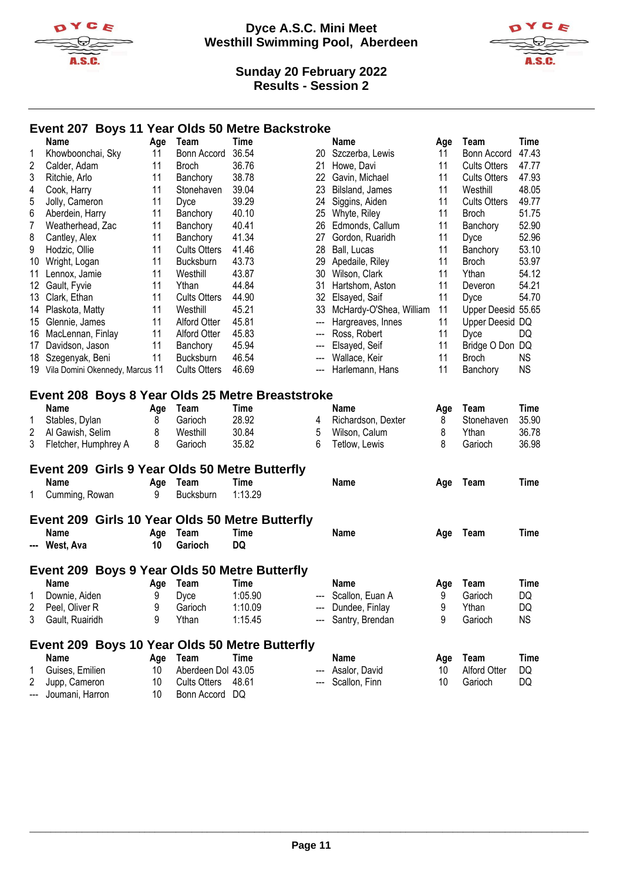# Dyce A.S.C. Mini Meet
## Westhill Swimming Pool, Aberdeen

**Sunday 20 February 2022**
**Results - Session 2**

### Event 207 Boys 11 Year Olds 50 Metre Backstroke

| | Name | Age | Team | Time | | Name | Age | Team | Time |
|---|---|---|---|---|---|---|---|---|---|
| 1 | Khowboonchai, Sky | 11 | Bonn Accord | 36.54 | 20 | Szczerba, Lewis | 11 | Bonn Accord | 47.43 |
| 2 | Calder, Adam | 11 | Broch | 36.76 | 21 | Howe, Davi | 11 | Cults Otters | 47.77 |
| 3 | Ritchie, Arlo | 11 | Banchory | 38.78 | 22 | Gavin, Michael | 11 | Cults Otters | 47.93 |
| 4 | Cook, Harry | 11 | Stonehaven | 39.04 | 23 | Bilsland, James | 11 | Westhill | 48.05 |
| 5 | Jolly, Cameron | 11 | Dyce | 39.29 | 24 | Siggins, Aiden | 11 | Cults Otters | 49.77 |
| 6 | Aberdein, Harry | 11 | Banchory | 40.10 | 25 | Whyte, Riley | 11 | Broch | 51.75 |
| 7 | Weatherhead, Zac | 11 | Banchory | 40.41 | 26 | Edmonds, Callum | 11 | Banchory | 52.90 |
| 8 | Cantley, Alex | 11 | Banchory | 41.34 | 27 | Gordon, Ruaridh | 11 | Dyce | 52.96 |
| 9 | Hodzic, Ollie | 11 | Cults Otters | 41.46 | 28 | Ball, Lucas | 11 | Banchory | 53.10 |
| 10 | Wright, Logan | 11 | Bucksburn | 43.73 | 29 | Apedaile, Riley | 11 | Broch | 53.97 |
| 11 | Lennox, Jamie | 11 | Westhill | 43.87 | 30 | Wilson, Clark | 11 | Ythan | 54.12 |
| 12 | Gault, Fyvie | 11 | Ythan | 44.84 | 31 | Hartshom, Aston | 11 | Deveron | 54.21 |
| 13 | Clark, Ethan | 11 | Cults Otters | 44.90 | 32 | Elsayed, Saif | 11 | Dyce | 54.70 |
| 14 | Plaskota, Matty | 11 | Westhill | 45.21 | 33 | McHardy-O'Shea, William | 11 | Upper Deesid | 55.65 |
| 15 | Glennie, James | 11 | Alford Otter | 45.81 | --- | Hargreaves, Innes | 11 | Upper Deesid | DQ |
| 16 | MacLennan, Finlay | 11 | Alford Otter | 45.83 | --- | Ross, Robert | 11 | Dyce | DQ |
| 17 | Davidson, Jason | 11 | Banchory | 45.94 | --- | Elsayed, Seif | 11 | Bridge O Don | DQ |
| 18 | Szegenyak, Beni | 11 | Bucksburn | 46.54 | --- | Wallace, Keir | 11 | Broch | NS |
| 19 | Vila Domini Okennedy, Marcus | 11 | Cults Otters | 46.69 | --- | Harlemann, Hans | 11 | Banchory | NS |

### Event 208 Boys 8 Year Olds 25 Metre Breaststroke

| | Name | Age | Team | Time | | Name | Age | Team | Time |
|---|---|---|---|---|---|---|---|---|---|
| 1 | Stables, Dylan | 8 | Garioch | 28.92 | 4 | Richardson, Dexter | 8 | Stonehaven | 35.90 |
| 2 | Al Gawish, Selim | 8 | Westhill | 30.84 | 5 | Wilson, Calum | 8 | Ythan | 36.78 |
| 3 | Fletcher, Humphrey A | 8 | Garioch | 35.82 | 6 | Tetlow, Lewis | 8 | Garioch | 36.98 |

### Event 209 Girls 9 Year Olds 50 Metre Butterfly

| | Name | Age | Team | Time | | Name | Age | Team | Time |
|---|---|---|---|---|---|---|---|---|---|
| 1 | Cumming, Rowan | 9 | Bucksburn | 1:13.29 | | | | | |

### Event 209 Girls 10 Year Olds 50 Metre Butterfly

| | Name | Age | Team | Time | | Name | Age | Team | Time |
|---|---|---|---|---|---|---|---|---|---|
| --- | **West, Ava** | **10** | **Garioch** | **DQ** | | | | | |

### Event 209 Boys 9 Year Olds 50 Metre Butterfly

| | Name | Age | Team | Time | | Name | Age | Team | Time |
|---|---|---|---|---|---|---|---|---|---|
| 1 | Downie, Aiden | 9 | Dyce | 1:05.90 | --- | Scallon, Euan A | 9 | Garioch | DQ |
| 2 | Peel, Oliver R | 9 | Garioch | 1:10.09 | --- | Dundee, Finlay | 9 | Ythan | DQ |
| 3 | Gault, Ruairidh | 9 | Ythan | 1:15.45 | --- | Santry, Brendan | 9 | Garioch | NS |

### Event 209 Boys 10 Year Olds 50 Metre Butterfly

| | Name | Age | Team | Time | | Name | Age | Team | Time |
|---|---|---|---|---|---|---|---|---|---|
| 1 | Guises, Emilien | 10 | Aberdeen Dol | 43.05 | --- | Asalor, David | 10 | Alford Otter | DQ |
| 2 | Jupp, Cameron | 10 | Cults Otters | 48.61 | --- | Scallon, Finn | 10 | Garioch | DQ |
| --- | Joumani, Harron | 10 | Bonn Accord | DQ | | | | | |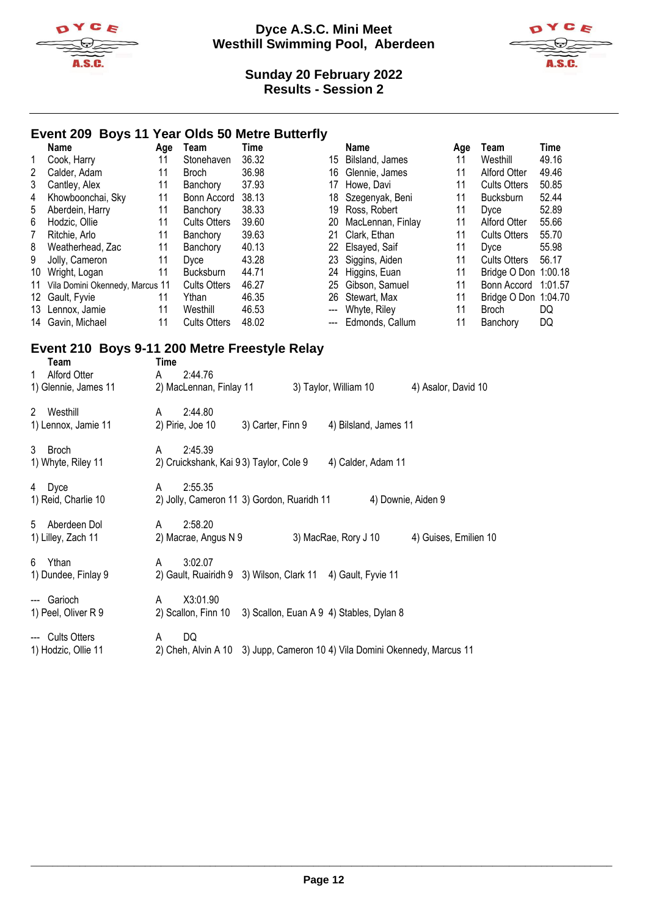# Dyce A.S.C. Mini Meet
## Westhill Swimming Pool, Aberdeen

### Sunday 20 February 2022
### Results - Session 2

## Event 209 Boys 11 Year Olds 50 Metre Butterfly

| | Name | Age | Team | Time |
|---|---|---|---|---|
| 1 | Cook, Harry | 11 | Stonehaven | 36.32 |
| 2 | Calder, Adam | 11 | Broch | 36.98 |
| 3 | Cantley, Alex | 11 | Banchory | 37.93 |
| 4 | Khowboonchai, Sky | 11 | Bonn Accord | 38.13 |
| 5 | Aberdein, Harry | 11 | Banchory | 38.33 |
| 6 | Hodzic, Ollie | 11 | Cults Otters | 39.60 |
| 7 | Ritchie, Arlo | 11 | Banchory | 39.63 |
| 8 | Weatherhead, Zac | 11 | Banchory | 40.13 |
| 9 | Jolly, Cameron | 11 | Dyce | 43.28 |
| 10 | Wright, Logan | 11 | Bucksburn | 44.71 |
| 11 | Vila Domini Okennedy, Marcus | 11 | Cults Otters | 46.27 |
| 12 | Gault, Fyvie | 11 | Ythan | 46.35 |
| 13 | Lennox, Jamie | 11 | Westhill | 46.53 |
| 14 | Gavin, Michael | 11 | Cults Otters | 48.02 |
| 15 | Bilsland, James | 11 | Westhill | 49.16 |
| 16 | Glennie, James | 11 | Alford Otter | 49.46 |
| 17 | Howe, Davi | 11 | Cults Otters | 50.85 |
| 18 | Szegenyak, Beni | 11 | Bucksburn | 52.44 |
| 19 | Ross, Robert | 11 | Dyce | 52.89 |
| 20 | MacLennan, Finlay | 11 | Alford Otter | 55.66 |
| 21 | Clark, Ethan | 11 | Cults Otters | 55.70 |
| 22 | Elsayed, Saif | 11 | Dyce | 55.98 |
| 23 | Siggins, Aiden | 11 | Cults Otters | 56.17 |
| 24 | Higgins, Euan | 11 | Bridge O Don | 1:00.18 |
| 25 | Gibson, Samuel | 11 | Bonn Accord | 1:01.57 |
| 26 | Stewart, Max | 11 | Bridge O Don | 1:04.70 |
| --- | Whyte, Riley | 11 | Broch | DQ |
| --- | Edmonds, Callum | 11 | Banchory | DQ |

## Event 210 Boys 9-11 200 Metre Freestyle Relay

| | Team | | Time | | |
|---|---|---|---|---|---|
| 1 | Alford Otter | A | 2:44.76 | | |
| | 1) Glennie, James 11 | 2) MacLennan, Finlay 11 | 3) Taylor, William 10 | 4) Asalor, David 10 | |
| 2 | Westhill | A | 2:44.80 | | |
| | 1) Lennox, Jamie 11 | 2) Pirie, Joe 10 | 3) Carter, Finn 9 | 4) Bilsland, James 11 | |
| 3 | Broch | A | 2:45.39 | | |
| | 1) Whyte, Riley 11 | 2) Cruickshank, Kai 9 | 3) Taylor, Cole 9 | 4) Calder, Adam 11 | |
| 4 | Dyce | A | 2:55.35 | | |
| | 1) Reid, Charlie 10 | 2) Jolly, Cameron 11 | 3) Gordon, Ruaridh 11 | 4) Downie, Aiden 9 | |
| 5 | Aberdeen Dol | A | 2:58.20 | | |
| | 1) Lilley, Zach 11 | 2) Macrae, Angus N 9 | 3) MacRae, Rory J 10 | 4) Guises, Emilien 10 | |
| 6 | Ythan | A | 3:02.07 | | |
| | 1) Dundee, Finlay 9 | 2) Gault, Ruairidh 9 | 3) Wilson, Clark 11 | 4) Gault, Fyvie 11 | |
| --- | Garioch | A | X3:01.90 | | |
| | 1) Peel, Oliver R 9 | 2) Scallon, Finn 10 | 3) Scallon, Euan A 9 | 4) Stables, Dylan 8 | |
| --- | Cults Otters | A | DQ | | |
| | 1) Hodzic, Ollie 11 | 2) Cheh, Alvin A 10 | 3) Jupp, Cameron 10 | 4) Vila Domini Okennedy, Marcus 11 | |